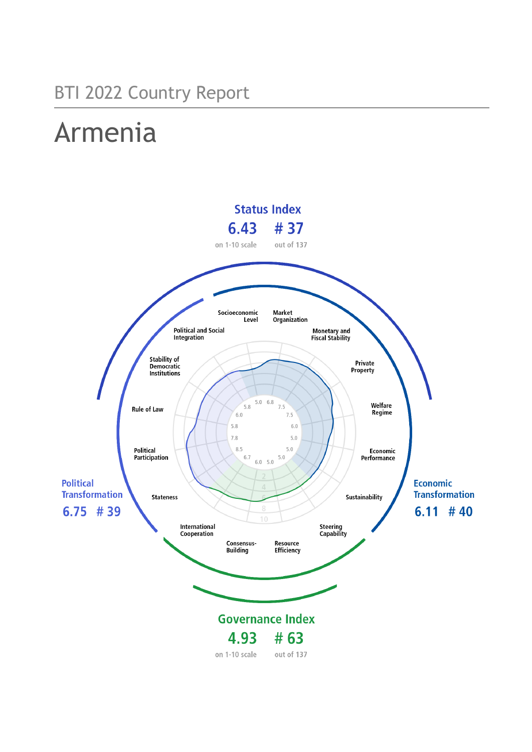BTI 2022 Country Report

# Armenia

**Status Index**
6.43 — # 37
on 1-10 scale — out of 137

**Political Transformation**
6.75 # 39

**Economic Transformation**
6.11 # 40

**Governance Index**
4.93 — # 63
on 1-10 scale — out of 137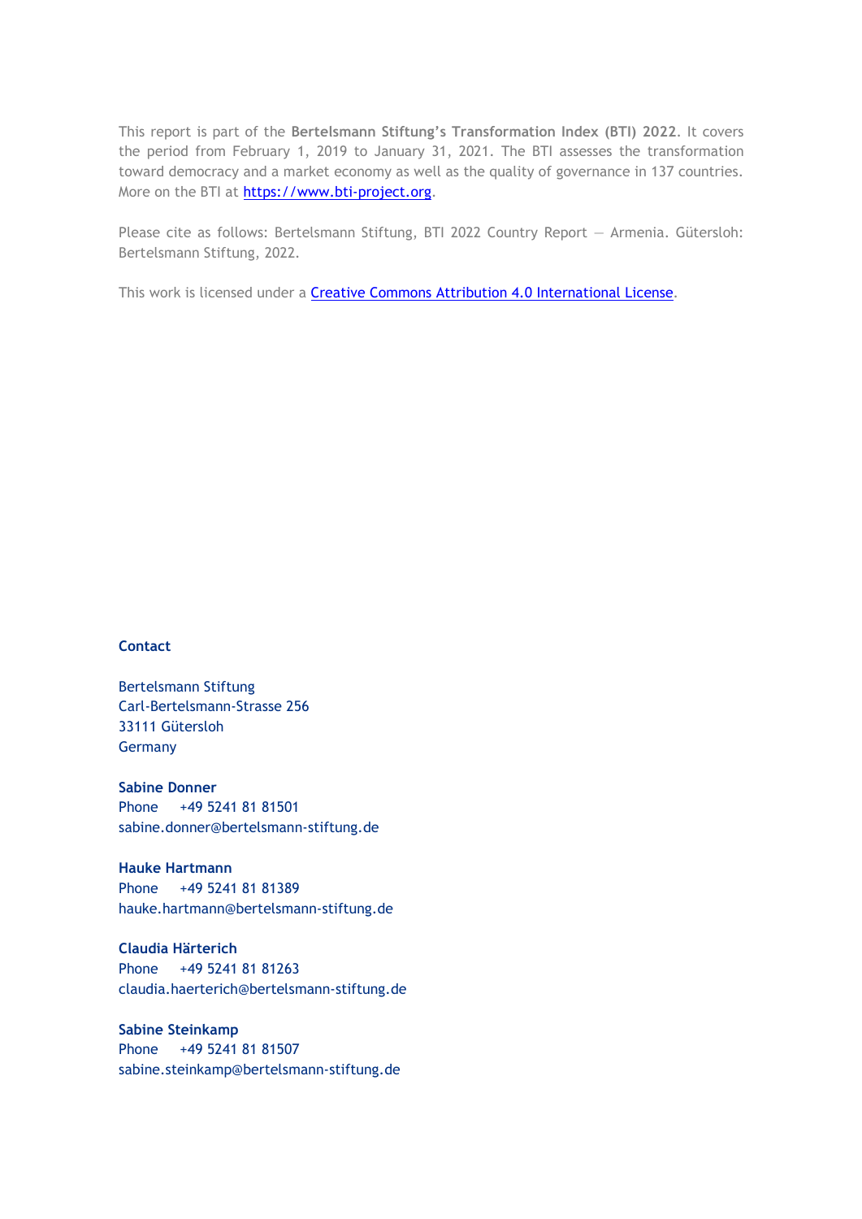This report is part of the **Bertelsmann Stiftung's Transformation Index (BTI) 2022**. It covers the period from February 1, 2019 to January 31, 2021. The BTI assesses the transformation toward democracy and a market economy as well as the quality of governance in 137 countries. More on the BTI at https://www.bti-project.org.

Please cite as follows: Bertelsmann Stiftung, BTI 2022 Country Report — Armenia. Gütersloh: Bertelsmann Stiftung, 2022.

This work is licensed under a Creative Commons Attribution 4.0 International License.

**Contact**

Bertelsmann Stiftung
Carl-Bertelsmann-Strasse 256
33111 Gütersloh
Germany

**Sabine Donner**
Phone +49 5241 81 81501
sabine.donner@bertelsmann-stiftung.de

**Hauke Hartmann**
Phone +49 5241 81 81389
hauke.hartmann@bertelsmann-stiftung.de

**Claudia Härterich**
Phone +49 5241 81 81263
claudia.haerterich@bertelsmann-stiftung.de

**Sabine Steinkamp**
Phone +49 5241 81 81507
sabine.steinkamp@bertelsmann-stiftung.de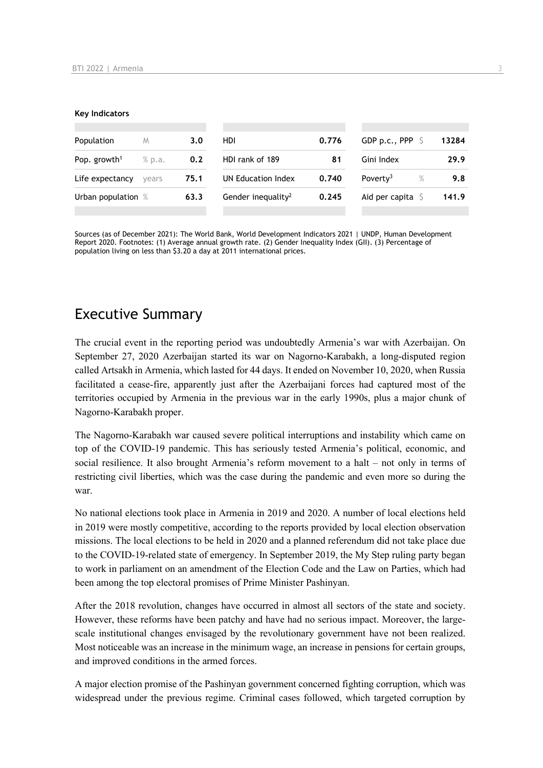**Key Indicators**

| Population | M | 3.0 | HDI | 0.776 | GDP p.c., PPP | $ | 13284 |
|---|---|---|---|---|---|---|---|
| Pop. growth[1] | % p.a. | 0.2 | HDI rank of 189 | 81 | Gini Index | | 29.9 |
| Life expectancy | years | 75.1 | UN Education Index | 0.740 | Poverty[3] | % | 9.8 |
| Urban population | % | 63.3 | Gender inequality[2] | 0.245 | Aid per capita | $ | 141.9 |

Sources (as of December 2021): The World Bank, World Development Indicators 2021 | UNDP, Human Development Report 2020. Footnotes: (1) Average annual growth rate. (2) Gender Inequality Index (GII). (3) Percentage of population living on less than $3.20 a day at 2011 international prices.

## Executive Summary

The crucial event in the reporting period was undoubtedly Armenia's war with Azerbaijan. On September 27, 2020 Azerbaijan started its war on Nagorno-Karabakh, a long-disputed region called Artsakh in Armenia, which lasted for 44 days. It ended on November 10, 2020, when Russia facilitated a cease-fire, apparently just after the Azerbaijani forces had captured most of the territories occupied by Armenia in the previous war in the early 1990s, plus a major chunk of Nagorno-Karabakh proper.

The Nagorno-Karabakh war caused severe political interruptions and instability which came on top of the COVID-19 pandemic. This has seriously tested Armenia's political, economic, and social resilience. It also brought Armenia's reform movement to a halt – not only in terms of restricting civil liberties, which was the case during the pandemic and even more so during the war.

No national elections took place in Armenia in 2019 and 2020. A number of local elections held in 2019 were mostly competitive, according to the reports provided by local election observation missions. The local elections to be held in 2020 and a planned referendum did not take place due to the COVID-19-related state of emergency. In September 2019, the My Step ruling party began to work in parliament on an amendment of the Election Code and the Law on Parties, which had been among the top electoral promises of Prime Minister Pashinyan.

After the 2018 revolution, changes have occurred in almost all sectors of the state and society. However, these reforms have been patchy and have had no serious impact. Moreover, the large-scale institutional changes envisaged by the revolutionary government have not been realized. Most noticeable was an increase in the minimum wage, an increase in pensions for certain groups, and improved conditions in the armed forces.

A major election promise of the Pashinyan government concerned fighting corruption, which was widespread under the previous regime. Criminal cases followed, which targeted corruption by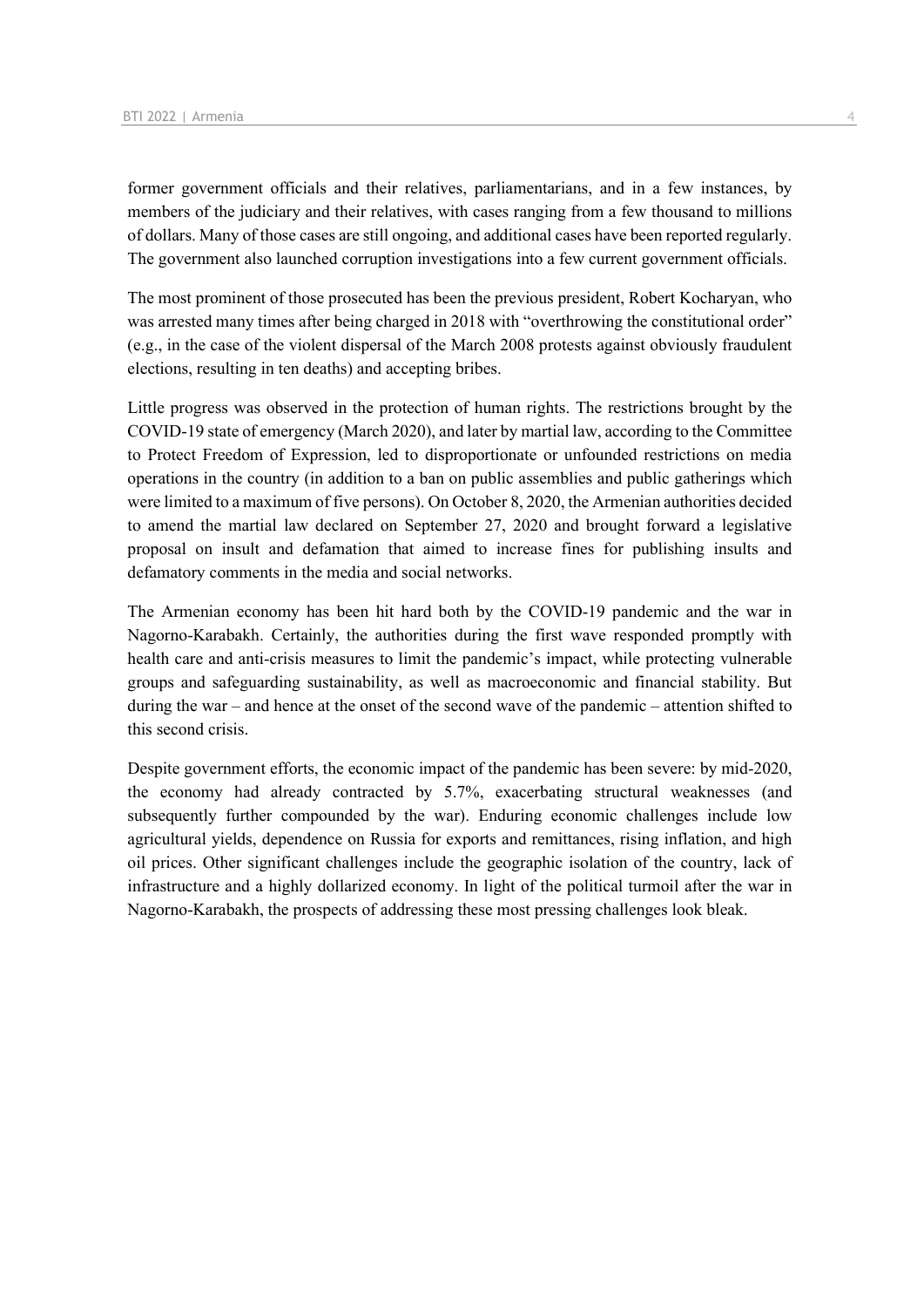former government officials and their relatives, parliamentarians, and in a few instances, by members of the judiciary and their relatives, with cases ranging from a few thousand to millions of dollars. Many of those cases are still ongoing, and additional cases have been reported regularly. The government also launched corruption investigations into a few current government officials.

The most prominent of those prosecuted has been the previous president, Robert Kocharyan, who was arrested many times after being charged in 2018 with "overthrowing the constitutional order" (e.g., in the case of the violent dispersal of the March 2008 protests against obviously fraudulent elections, resulting in ten deaths) and accepting bribes.

Little progress was observed in the protection of human rights. The restrictions brought by the COVID-19 state of emergency (March 2020), and later by martial law, according to the Committee to Protect Freedom of Expression, led to disproportionate or unfounded restrictions on media operations in the country (in addition to a ban on public assemblies and public gatherings which were limited to a maximum of five persons). On October 8, 2020, the Armenian authorities decided to amend the martial law declared on September 27, 2020 and brought forward a legislative proposal on insult and defamation that aimed to increase fines for publishing insults and defamatory comments in the media and social networks.

The Armenian economy has been hit hard both by the COVID-19 pandemic and the war in Nagorno-Karabakh. Certainly, the authorities during the first wave responded promptly with health care and anti-crisis measures to limit the pandemic's impact, while protecting vulnerable groups and safeguarding sustainability, as well as macroeconomic and financial stability. But during the war – and hence at the onset of the second wave of the pandemic – attention shifted to this second crisis.

Despite government efforts, the economic impact of the pandemic has been severe: by mid-2020, the economy had already contracted by 5.7%, exacerbating structural weaknesses (and subsequently further compounded by the war). Enduring economic challenges include low agricultural yields, dependence on Russia for exports and remittances, rising inflation, and high oil prices. Other significant challenges include the geographic isolation of the country, lack of infrastructure and a highly dollarized economy. In light of the political turmoil after the war in Nagorno-Karabakh, the prospects of addressing these most pressing challenges look bleak.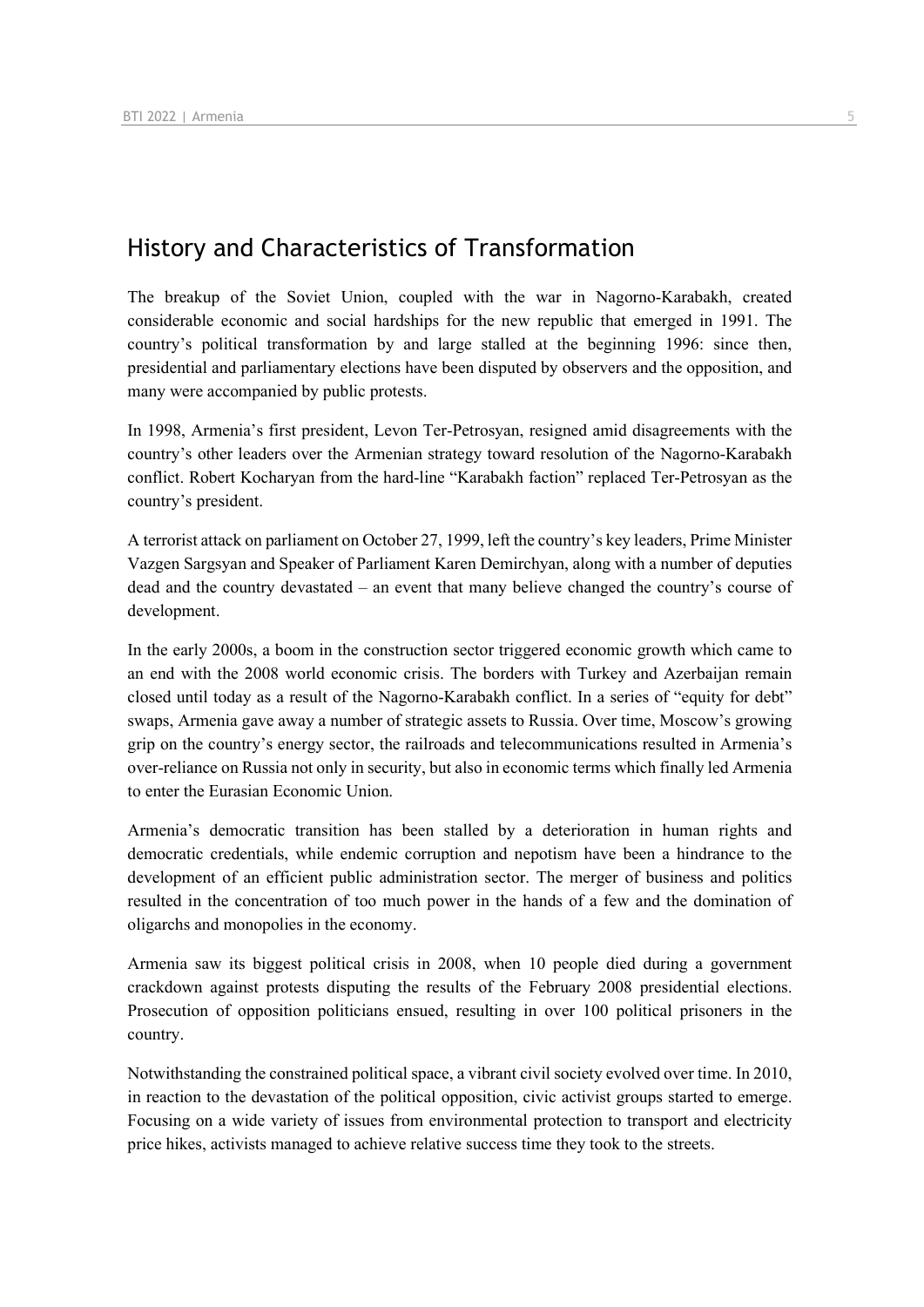## History and Characteristics of Transformation

The breakup of the Soviet Union, coupled with the war in Nagorno-Karabakh, created considerable economic and social hardships for the new republic that emerged in 1991. The country's political transformation by and large stalled at the beginning 1996: since then, presidential and parliamentary elections have been disputed by observers and the opposition, and many were accompanied by public protests.

In 1998, Armenia's first president, Levon Ter-Petrosyan, resigned amid disagreements with the country's other leaders over the Armenian strategy toward resolution of the Nagorno-Karabakh conflict. Robert Kocharyan from the hard-line "Karabakh faction" replaced Ter-Petrosyan as the country's president.

A terrorist attack on parliament on October 27, 1999, left the country's key leaders, Prime Minister Vazgen Sargsyan and Speaker of Parliament Karen Demirchyan, along with a number of deputies dead and the country devastated – an event that many believe changed the country's course of development.

In the early 2000s, a boom in the construction sector triggered economic growth which came to an end with the 2008 world economic crisis. The borders with Turkey and Azerbaijan remain closed until today as a result of the Nagorno-Karabakh conflict. In a series of "equity for debt" swaps, Armenia gave away a number of strategic assets to Russia. Over time, Moscow's growing grip on the country's energy sector, the railroads and telecommunications resulted in Armenia's over-reliance on Russia not only in security, but also in economic terms which finally led Armenia to enter the Eurasian Economic Union.

Armenia's democratic transition has been stalled by a deterioration in human rights and democratic credentials, while endemic corruption and nepotism have been a hindrance to the development of an efficient public administration sector. The merger of business and politics resulted in the concentration of too much power in the hands of a few and the domination of oligarchs and monopolies in the economy.

Armenia saw its biggest political crisis in 2008, when 10 people died during a government crackdown against protests disputing the results of the February 2008 presidential elections. Prosecution of opposition politicians ensued, resulting in over 100 political prisoners in the country.

Notwithstanding the constrained political space, a vibrant civil society evolved over time. In 2010, in reaction to the devastation of the political opposition, civic activist groups started to emerge. Focusing on a wide variety of issues from environmental protection to transport and electricity price hikes, activists managed to achieve relative success time they took to the streets.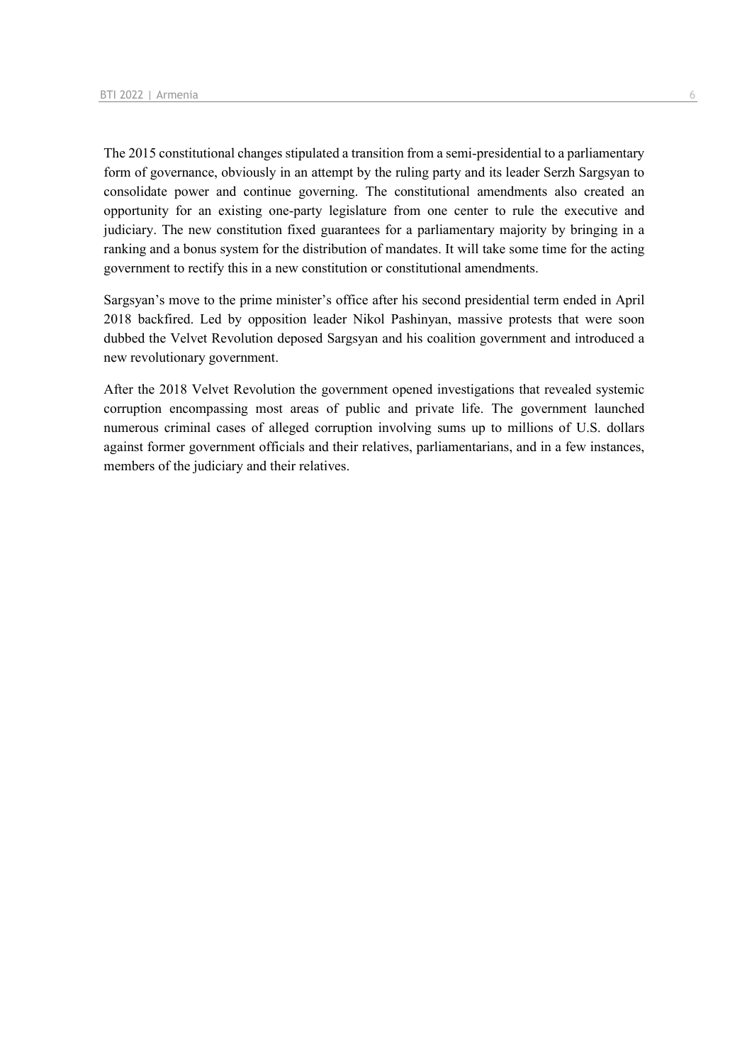The 2015 constitutional changes stipulated a transition from a semi-presidential to a parliamentary form of governance, obviously in an attempt by the ruling party and its leader Serzh Sargsyan to consolidate power and continue governing. The constitutional amendments also created an opportunity for an existing one-party legislature from one center to rule the executive and judiciary. The new constitution fixed guarantees for a parliamentary majority by bringing in a ranking and a bonus system for the distribution of mandates. It will take some time for the acting government to rectify this in a new constitution or constitutional amendments.

Sargsyan's move to the prime minister's office after his second presidential term ended in April 2018 backfired. Led by opposition leader Nikol Pashinyan, massive protests that were soon dubbed the Velvet Revolution deposed Sargsyan and his coalition government and introduced a new revolutionary government.

After the 2018 Velvet Revolution the government opened investigations that revealed systemic corruption encompassing most areas of public and private life. The government launched numerous criminal cases of alleged corruption involving sums up to millions of U.S. dollars against former government officials and their relatives, parliamentarians, and in a few instances, members of the judiciary and their relatives.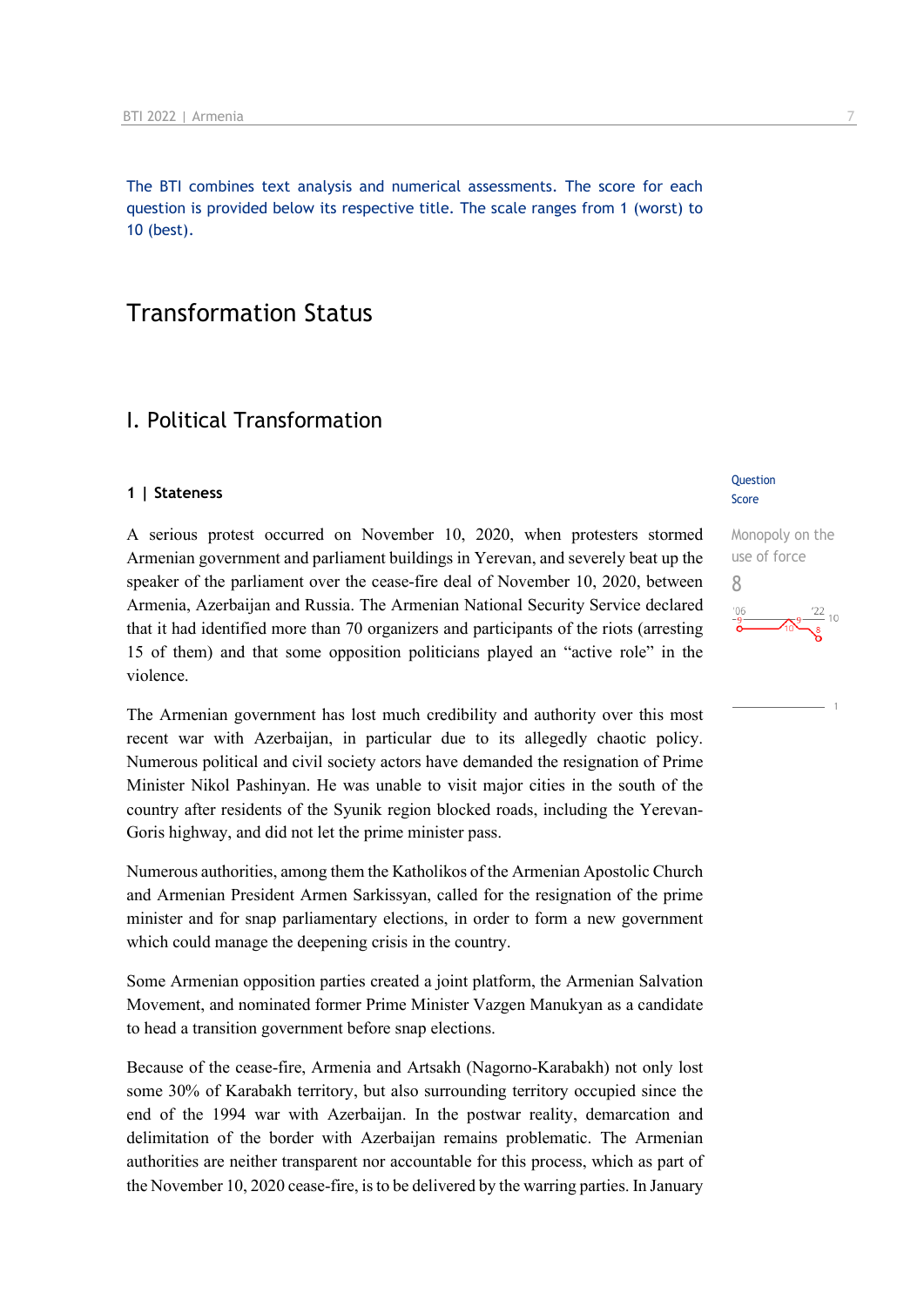The BTI combines text analysis and numerical assessments. The score for each question is provided below its respective title. The scale ranges from 1 (worst) to 10 (best).

# Transformation Status

## I. Political Transformation

### 1 | Stateness

Question Score

Monopoly on the use of force

8

A serious protest occurred on November 10, 2020, when protesters stormed Armenian government and parliament buildings in Yerevan, and severely beat up the speaker of the parliament over the cease-fire deal of November 10, 2020, between Armenia, Azerbaijan and Russia. The Armenian National Security Service declared that it had identified more than 70 organizers and participants of the riots (arresting 15 of them) and that some opposition politicians played an "active role" in the violence.

The Armenian government has lost much credibility and authority over this most recent war with Azerbaijan, in particular due to its allegedly chaotic policy. Numerous political and civil society actors have demanded the resignation of Prime Minister Nikol Pashinyan. He was unable to visit major cities in the south of the country after residents of the Syunik region blocked roads, including the Yerevan-Goris highway, and did not let the prime minister pass.

Numerous authorities, among them the Katholikos of the Armenian Apostolic Church and Armenian President Armen Sarkissyan, called for the resignation of the prime minister and for snap parliamentary elections, in order to form a new government which could manage the deepening crisis in the country.

Some Armenian opposition parties created a joint platform, the Armenian Salvation Movement, and nominated former Prime Minister Vazgen Manukyan as a candidate to head a transition government before snap elections.

Because of the cease-fire, Armenia and Artsakh (Nagorno-Karabakh) not only lost some 30% of Karabakh territory, but also surrounding territory occupied since the end of the 1994 war with Azerbaijan. In the postwar reality, demarcation and delimitation of the border with Azerbaijan remains problematic. The Armenian authorities are neither transparent nor accountable for this process, which as part of the November 10, 2020 cease-fire, is to be delivered by the warring parties. In January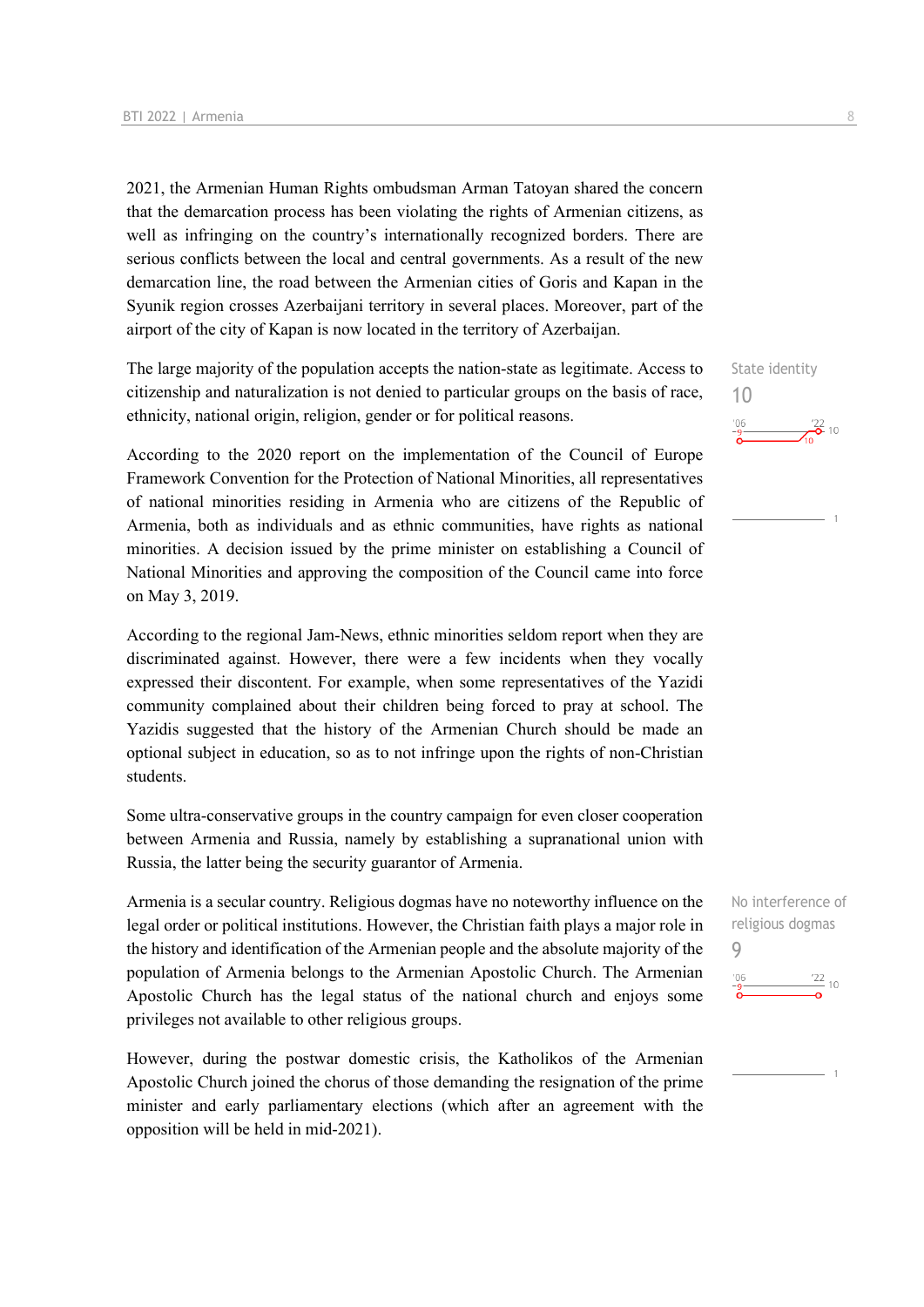2021, the Armenian Human Rights ombudsman Arman Tatoyan shared the concern that the demarcation process has been violating the rights of Armenian citizens, as well as infringing on the country's internationally recognized borders. There are serious conflicts between the local and central governments. As a result of the new demarcation line, the road between the Armenian cities of Goris and Kapan in the Syunik region crosses Azerbaijani territory in several places. Moreover, part of the airport of the city of Kapan is now located in the territory of Azerbaijan.

The large majority of the population accepts the nation-state as legitimate. Access to citizenship and naturalization is not denied to particular groups on the basis of race, ethnicity, national origin, religion, gender or for political reasons.

State identity
10

According to the 2020 report on the implementation of the Council of Europe Framework Convention for the Protection of National Minorities, all representatives of national minorities residing in Armenia who are citizens of the Republic of Armenia, both as individuals and as ethnic communities, have rights as national minorities. A decision issued by the prime minister on establishing a Council of National Minorities and approving the composition of the Council came into force on May 3, 2019.

According to the regional Jam-News, ethnic minorities seldom report when they are discriminated against. However, there were a few incidents when they vocally expressed their discontent. For example, when some representatives of the Yazidi community complained about their children being forced to pray at school. The Yazidis suggested that the history of the Armenian Church should be made an optional subject in education, so as to not infringe upon the rights of non-Christian students.

Some ultra-conservative groups in the country campaign for even closer cooperation between Armenia and Russia, namely by establishing a supranational union with Russia, the latter being the security guarantor of Armenia.

Armenia is a secular country. Religious dogmas have no noteworthy influence on the legal order or political institutions. However, the Christian faith plays a major role in the history and identification of the Armenian people and the absolute majority of the population of Armenia belongs to the Armenian Apostolic Church. The Armenian Apostolic Church has the legal status of the national church and enjoys some privileges not available to other religious groups.

No interference of religious dogmas
9

However, during the postwar domestic crisis, the Katholikos of the Armenian Apostolic Church joined the chorus of those demanding the resignation of the prime minister and early parliamentary elections (which after an agreement with the opposition will be held in mid-2021).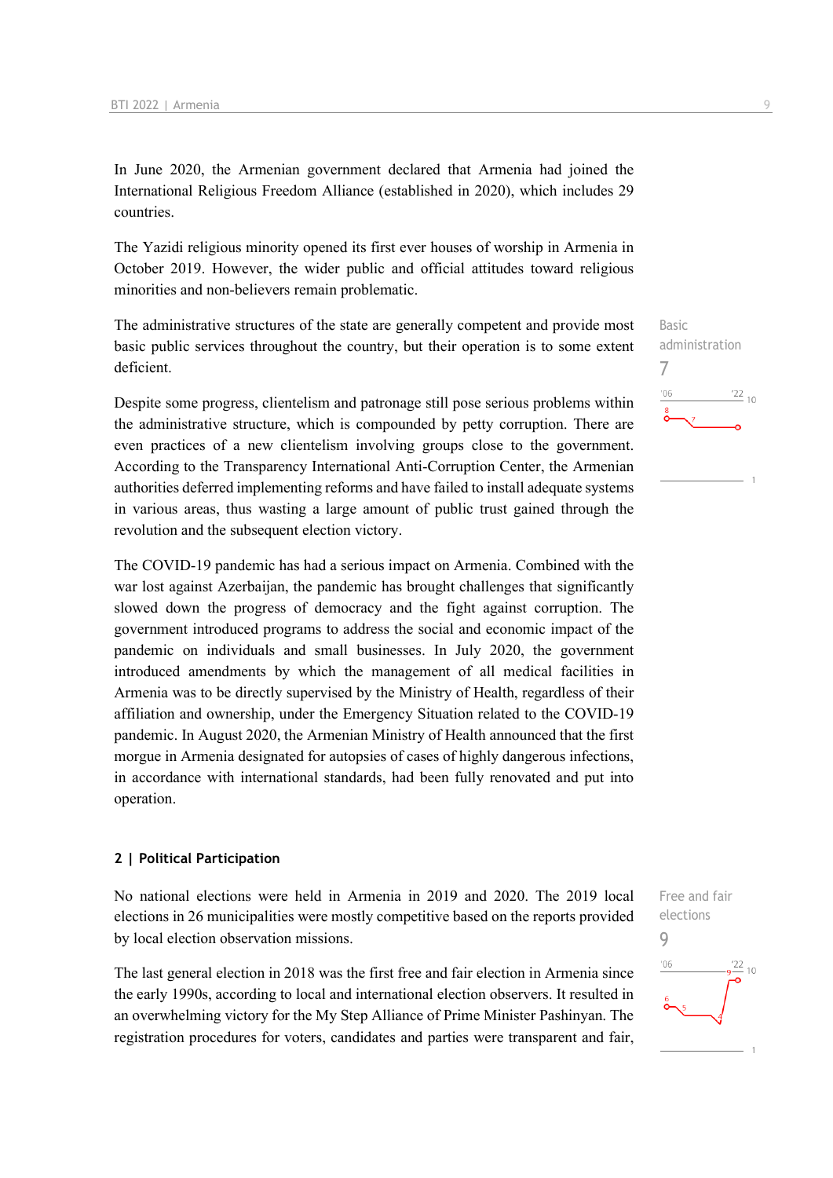In June 2020, the Armenian government declared that Armenia had joined the International Religious Freedom Alliance (established in 2020), which includes 29 countries.

The Yazidi religious minority opened its first ever houses of worship in Armenia in October 2019. However, the wider public and official attitudes toward religious minorities and non-believers remain problematic.

Basic administration
7

The administrative structures of the state are generally competent and provide most basic public services throughout the country, but their operation is to some extent deficient.

Despite some progress, clientelism and patronage still pose serious problems within the administrative structure, which is compounded by petty corruption. There are even practices of a new clientelism involving groups close to the government. According to the Transparency International Anti-Corruption Center, the Armenian authorities deferred implementing reforms and have failed to install adequate systems in various areas, thus wasting a large amount of public trust gained through the revolution and the subsequent election victory.

The COVID-19 pandemic has had a serious impact on Armenia. Combined with the war lost against Azerbaijan, the pandemic has brought challenges that significantly slowed down the progress of democracy and the fight against corruption. The government introduced programs to address the social and economic impact of the pandemic on individuals and small businesses. In July 2020, the government introduced amendments by which the management of all medical facilities in Armenia was to be directly supervised by the Ministry of Health, regardless of their affiliation and ownership, under the Emergency Situation related to the COVID-19 pandemic. In August 2020, the Armenian Ministry of Health announced that the first morgue in Armenia designated for autopsies of cases of highly dangerous infections, in accordance with international standards, had been fully renovated and put into operation.

## 2 | Political Participation

Free and fair elections
9

No national elections were held in Armenia in 2019 and 2020. The 2019 local elections in 26 municipalities were mostly competitive based on the reports provided by local election observation missions.

The last general election in 2018 was the first free and fair election in Armenia since the early 1990s, according to local and international election observers. It resulted in an overwhelming victory for the My Step Alliance of Prime Minister Pashinyan. The registration procedures for voters, candidates and parties were transparent and fair,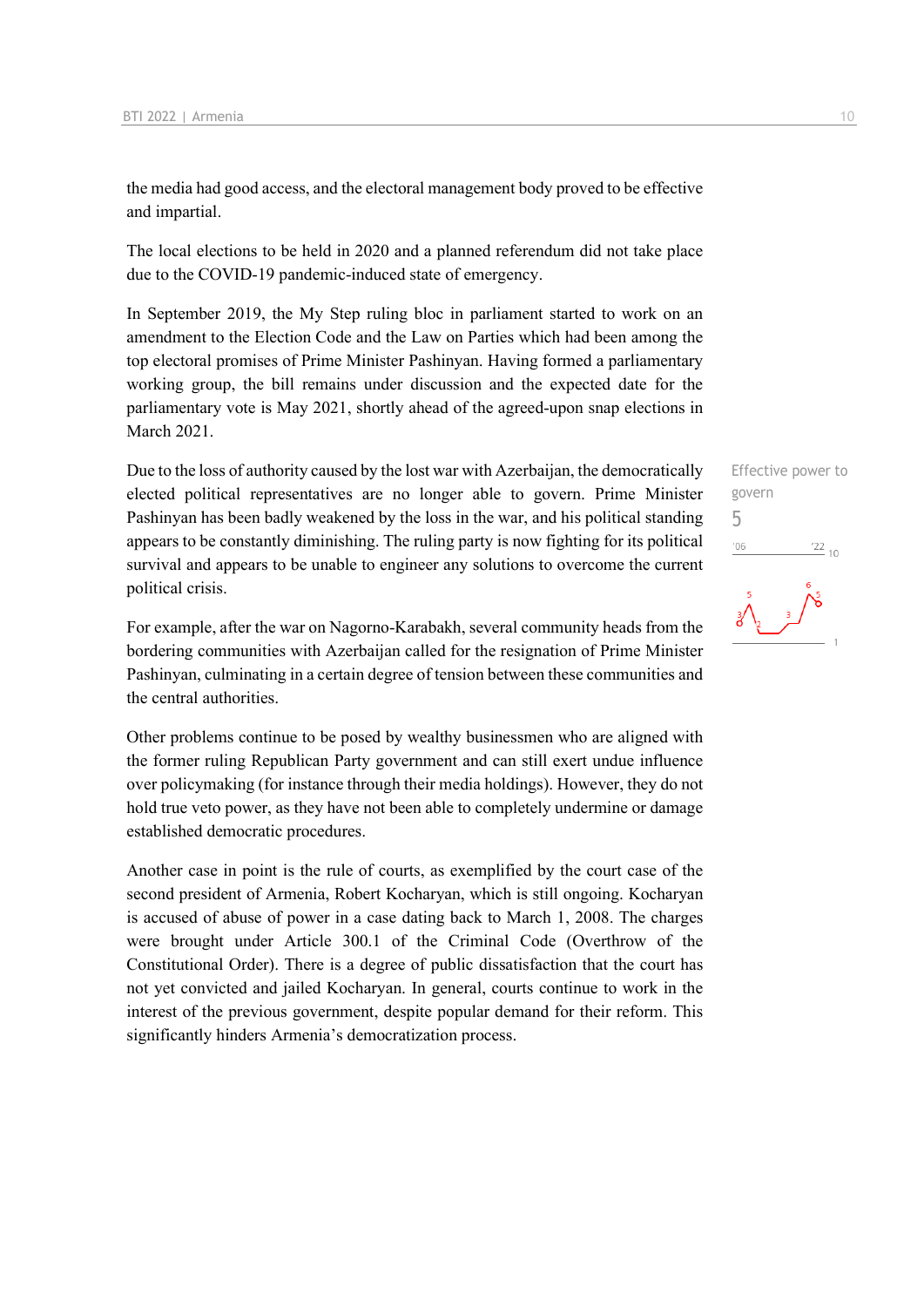the media had good access, and the electoral management body proved to be effective and impartial.

The local elections to be held in 2020 and a planned referendum did not take place due to the COVID-19 pandemic-induced state of emergency.

In September 2019, the My Step ruling bloc in parliament started to work on an amendment to the Election Code and the Law on Parties which had been among the top electoral promises of Prime Minister Pashinyan. Having formed a parliamentary working group, the bill remains under discussion and the expected date for the parliamentary vote is May 2021, shortly ahead of the agreed-upon snap elections in March 2021.

Effective power to govern

5

Due to the loss of authority caused by the lost war with Azerbaijan, the democratically elected political representatives are no longer able to govern. Prime Minister Pashinyan has been badly weakened by the loss in the war, and his political standing appears to be constantly diminishing. The ruling party is now fighting for its political survival and appears to be unable to engineer any solutions to overcome the current political crisis.

For example, after the war on Nagorno-Karabakh, several community heads from the bordering communities with Azerbaijan called for the resignation of Prime Minister Pashinyan, culminating in a certain degree of tension between these communities and the central authorities.

Other problems continue to be posed by wealthy businessmen who are aligned with the former ruling Republican Party government and can still exert undue influence over policymaking (for instance through their media holdings). However, they do not hold true veto power, as they have not been able to completely undermine or damage established democratic procedures.

Another case in point is the rule of courts, as exemplified by the court case of the second president of Armenia, Robert Kocharyan, which is still ongoing. Kocharyan is accused of abuse of power in a case dating back to March 1, 2008. The charges were brought under Article 300.1 of the Criminal Code (Overthrow of the Constitutional Order). There is a degree of public dissatisfaction that the court has not yet convicted and jailed Kocharyan. In general, courts continue to work in the interest of the previous government, despite popular demand for their reform. This significantly hinders Armenia's democratization process.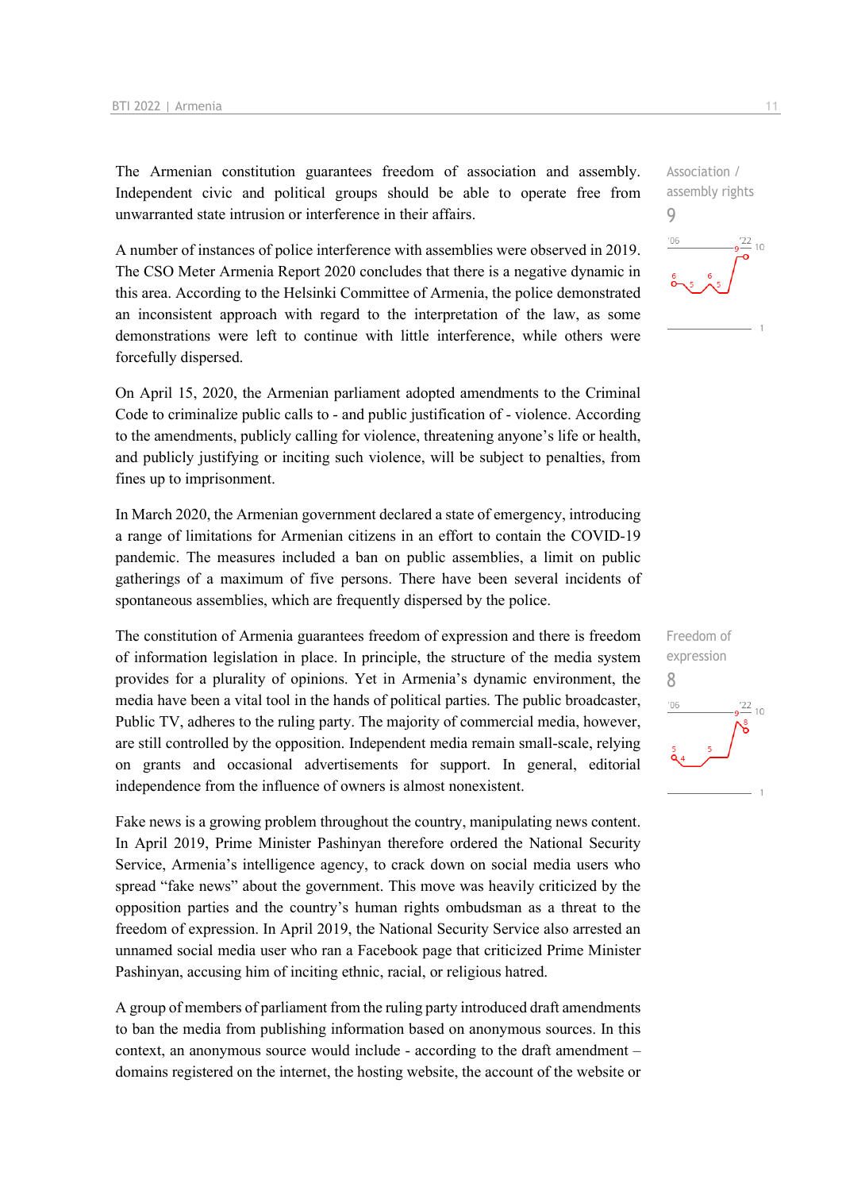The Armenian constitution guarantees freedom of association and assembly. Independent civic and political groups should be able to operate free from unwarranted state intrusion or interference in their affairs.

Association / assembly rights
9

A number of instances of police interference with assemblies were observed in 2019. The CSO Meter Armenia Report 2020 concludes that there is a negative dynamic in this area. According to the Helsinki Committee of Armenia, the police demonstrated an inconsistent approach with regard to the interpretation of the law, as some demonstrations were left to continue with little interference, while others were forcefully dispersed.

On April 15, 2020, the Armenian parliament adopted amendments to the Criminal Code to criminalize public calls to - and public justification of - violence. According to the amendments, publicly calling for violence, threatening anyone's life or health, and publicly justifying or inciting such violence, will be subject to penalties, from fines up to imprisonment.

In March 2020, the Armenian government declared a state of emergency, introducing a range of limitations for Armenian citizens in an effort to contain the COVID-19 pandemic. The measures included a ban on public assemblies, a limit on public gatherings of a maximum of five persons. There have been several incidents of spontaneous assemblies, which are frequently dispersed by the police.

The constitution of Armenia guarantees freedom of expression and there is freedom of information legislation in place. In principle, the structure of the media system provides for a plurality of opinions. Yet in Armenia's dynamic environment, the media have been a vital tool in the hands of political parties. The public broadcaster, Public TV, adheres to the ruling party. The majority of commercial media, however, are still controlled by the opposition. Independent media remain small-scale, relying on grants and occasional advertisements for support. In general, editorial independence from the influence of owners is almost nonexistent.

Freedom of expression
8

Fake news is a growing problem throughout the country, manipulating news content. In April 2019, Prime Minister Pashinyan therefore ordered the National Security Service, Armenia's intelligence agency, to crack down on social media users who spread "fake news" about the government. This move was heavily criticized by the opposition parties and the country's human rights ombudsman as a threat to the freedom of expression. In April 2019, the National Security Service also arrested an unnamed social media user who ran a Facebook page that criticized Prime Minister Pashinyan, accusing him of inciting ethnic, racial, or religious hatred.

A group of members of parliament from the ruling party introduced draft amendments to ban the media from publishing information based on anonymous sources. In this context, an anonymous source would include - according to the draft amendment – domains registered on the internet, the hosting website, the account of the website or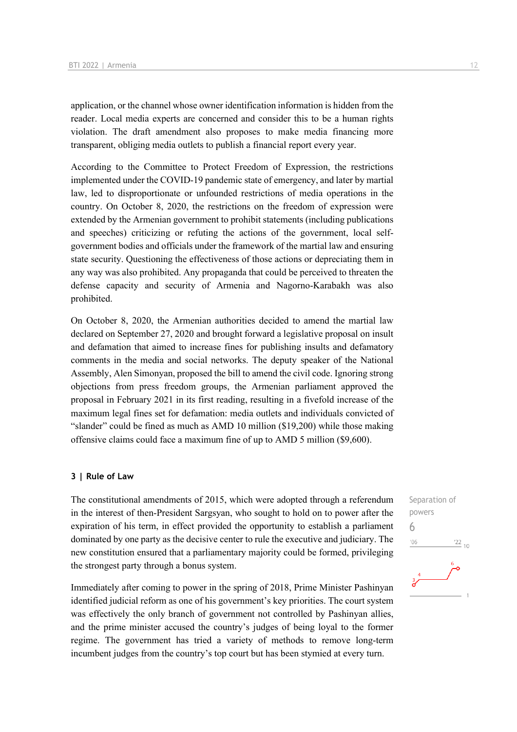application, or the channel whose owner identification information is hidden from the reader. Local media experts are concerned and consider this to be a human rights violation. The draft amendment also proposes to make media financing more transparent, obliging media outlets to publish a financial report every year.

According to the Committee to Protect Freedom of Expression, the restrictions implemented under the COVID-19 pandemic state of emergency, and later by martial law, led to disproportionate or unfounded restrictions of media operations in the country. On October 8, 2020, the restrictions on the freedom of expression were extended by the Armenian government to prohibit statements (including publications and speeches) criticizing or refuting the actions of the government, local self-government bodies and officials under the framework of the martial law and ensuring state security. Questioning the effectiveness of those actions or depreciating them in any way was also prohibited. Any propaganda that could be perceived to threaten the defense capacity and security of Armenia and Nagorno-Karabakh was also prohibited.

On October 8, 2020, the Armenian authorities decided to amend the martial law declared on September 27, 2020 and brought forward a legislative proposal on insult and defamation that aimed to increase fines for publishing insults and defamatory comments in the media and social networks. The deputy speaker of the National Assembly, Alen Simonyan, proposed the bill to amend the civil code. Ignoring strong objections from press freedom groups, the Armenian parliament approved the proposal in February 2021 in its first reading, resulting in a fivefold increase of the maximum legal fines set for defamation: media outlets and individuals convicted of "slander" could be fined as much as AMD 10 million ($19,200) while those making offensive claims could face a maximum fine of up to AMD 5 million ($9,600).

### 3 | Rule of Law

Separation of powers
6

The constitutional amendments of 2015, which were adopted through a referendum in the interest of then-President Sargsyan, who sought to hold on to power after the expiration of his term, in effect provided the opportunity to establish a parliament dominated by one party as the decisive center to rule the executive and judiciary. The new constitution ensured that a parliamentary majority could be formed, privileging the strongest party through a bonus system.

Immediately after coming to power in the spring of 2018, Prime Minister Pashinyan identified judicial reform as one of his government's key priorities. The court system was effectively the only branch of government not controlled by Pashinyan allies, and the prime minister accused the country's judges of being loyal to the former regime. The government has tried a variety of methods to remove long-term incumbent judges from the country's top court but has been stymied at every turn.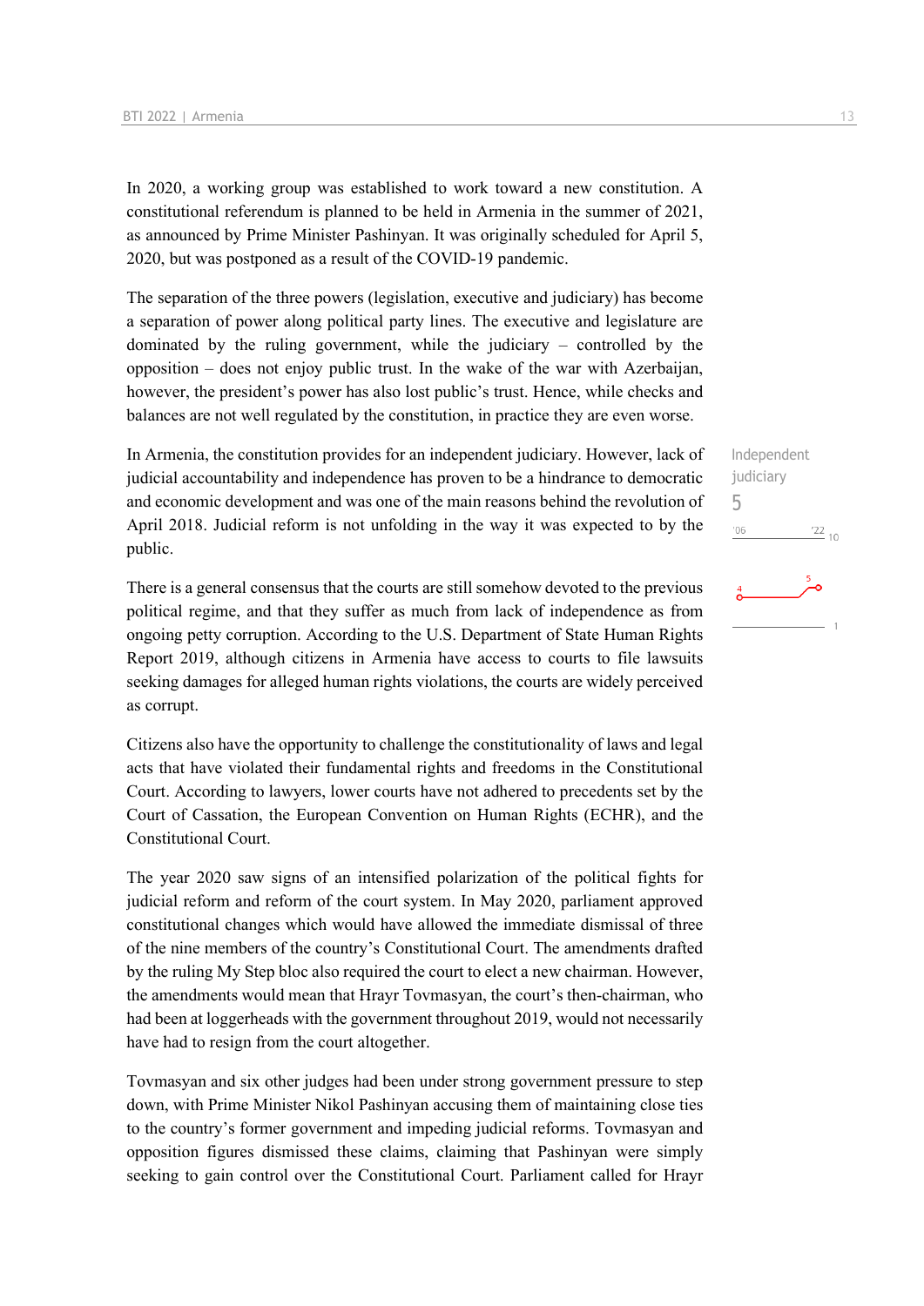In 2020, a working group was established to work toward a new constitution. A constitutional referendum is planned to be held in Armenia in the summer of 2021, as announced by Prime Minister Pashinyan. It was originally scheduled for April 5, 2020, but was postponed as a result of the COVID-19 pandemic.

The separation of the three powers (legislation, executive and judiciary) has become a separation of power along political party lines. The executive and legislature are dominated by the ruling government, while the judiciary – controlled by the opposition – does not enjoy public trust. In the wake of the war with Azerbaijan, however, the president's power has also lost public's trust. Hence, while checks and balances are not well regulated by the constitution, in practice they are even worse.

Independent judiciary
5

In Armenia, the constitution provides for an independent judiciary. However, lack of judicial accountability and independence has proven to be a hindrance to democratic and economic development and was one of the main reasons behind the revolution of April 2018. Judicial reform is not unfolding in the way it was expected to by the public.

There is a general consensus that the courts are still somehow devoted to the previous political regime, and that they suffer as much from lack of independence as from ongoing petty corruption. According to the U.S. Department of State Human Rights Report 2019, although citizens in Armenia have access to courts to file lawsuits seeking damages for alleged human rights violations, the courts are widely perceived as corrupt.

Citizens also have the opportunity to challenge the constitutionality of laws and legal acts that have violated their fundamental rights and freedoms in the Constitutional Court. According to lawyers, lower courts have not adhered to precedents set by the Court of Cassation, the European Convention on Human Rights (ECHR), and the Constitutional Court.

The year 2020 saw signs of an intensified polarization of the political fights for judicial reform and reform of the court system. In May 2020, parliament approved constitutional changes which would have allowed the immediate dismissal of three of the nine members of the country's Constitutional Court. The amendments drafted by the ruling My Step bloc also required the court to elect a new chairman. However, the amendments would mean that Hrayr Tovmasyan, the court's then-chairman, who had been at loggerheads with the government throughout 2019, would not necessarily have had to resign from the court altogether.

Tovmasyan and six other judges had been under strong government pressure to step down, with Prime Minister Nikol Pashinyan accusing them of maintaining close ties to the country's former government and impeding judicial reforms. Tovmasyan and opposition figures dismissed these claims, claiming that Pashinyan were simply seeking to gain control over the Constitutional Court. Parliament called for Hrayr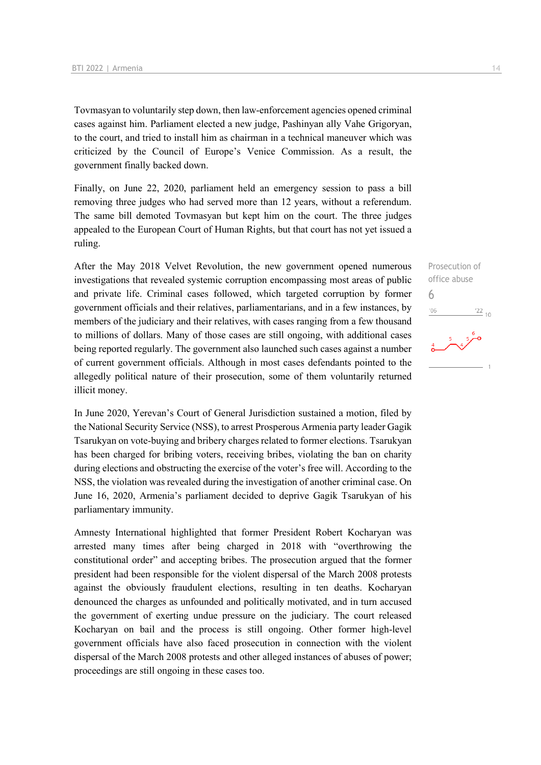Tovmasyan to voluntarily step down, then law-enforcement agencies opened criminal cases against him. Parliament elected a new judge, Pashinyan ally Vahe Grigoryan, to the court, and tried to install him as chairman in a technical maneuver which was criticized by the Council of Europe's Venice Commission. As a result, the government finally backed down.

Finally, on June 22, 2020, parliament held an emergency session to pass a bill removing three judges who had served more than 12 years, without a referendum. The same bill demoted Tovmasyan but kept him on the court. The three judges appealed to the European Court of Human Rights, but that court has not yet issued a ruling.

Prosecution of office abuse

6

After the May 2018 Velvet Revolution, the new government opened numerous investigations that revealed systemic corruption encompassing most areas of public and private life. Criminal cases followed, which targeted corruption by former government officials and their relatives, parliamentarians, and in a few instances, by members of the judiciary and their relatives, with cases ranging from a few thousand to millions of dollars. Many of those cases are still ongoing, with additional cases being reported regularly. The government also launched such cases against a number of current government officials. Although in most cases defendants pointed to the allegedly political nature of their prosecution, some of them voluntarily returned illicit money.

In June 2020, Yerevan's Court of General Jurisdiction sustained a motion, filed by the National Security Service (NSS), to arrest Prosperous Armenia party leader Gagik Tsarukyan on vote-buying and bribery charges related to former elections. Tsarukyan has been charged for bribing voters, receiving bribes, violating the ban on charity during elections and obstructing the exercise of the voter's free will. According to the NSS, the violation was revealed during the investigation of another criminal case. On June 16, 2020, Armenia's parliament decided to deprive Gagik Tsarukyan of his parliamentary immunity.

Amnesty International highlighted that former President Robert Kocharyan was arrested many times after being charged in 2018 with "overthrowing the constitutional order" and accepting bribes. The prosecution argued that the former president had been responsible for the violent dispersal of the March 2008 protests against the obviously fraudulent elections, resulting in ten deaths. Kocharyan denounced the charges as unfounded and politically motivated, and in turn accused the government of exerting undue pressure on the judiciary. The court released Kocharyan on bail and the process is still ongoing. Other former high-level government officials have also faced prosecution in connection with the violent dispersal of the March 2008 protests and other alleged instances of abuses of power; proceedings are still ongoing in these cases too.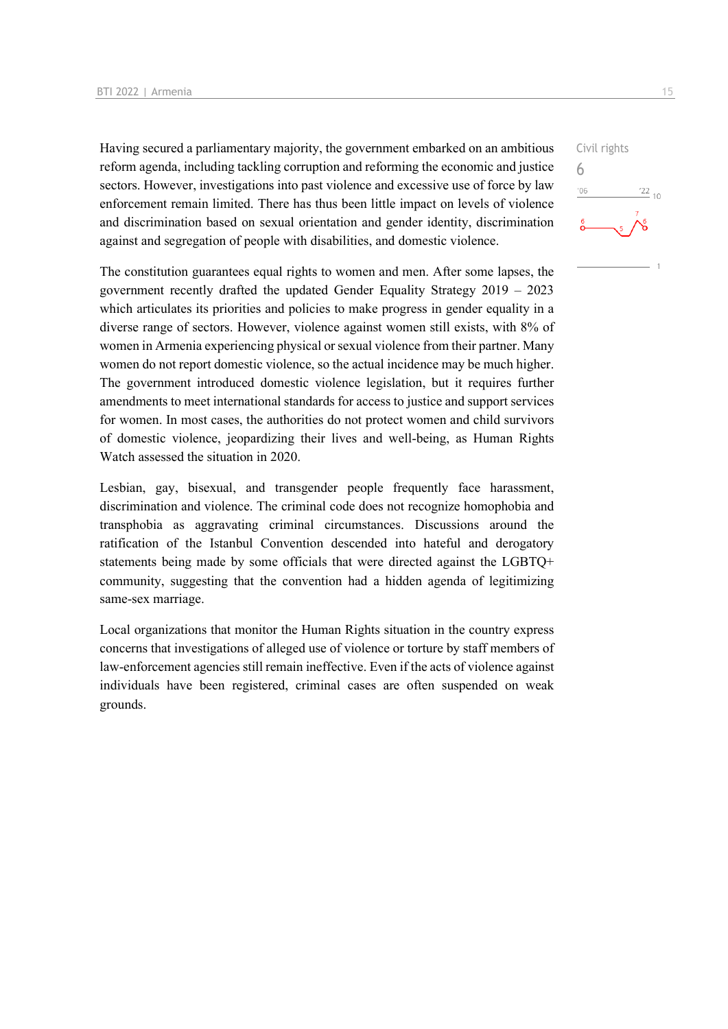Having secured a parliamentary majority, the government embarked on an ambitious reform agenda, including tackling corruption and reforming the economic and justice sectors. However, investigations into past violence and excessive use of force by law enforcement remain limited. There has thus been little impact on levels of violence and discrimination based on sexual orientation and gender identity, discrimination against and segregation of people with disabilities, and domestic violence.

Civil rights
6

The constitution guarantees equal rights to women and men. After some lapses, the government recently drafted the updated Gender Equality Strategy 2019 – 2023 which articulates its priorities and policies to make progress in gender equality in a diverse range of sectors. However, violence against women still exists, with 8% of women in Armenia experiencing physical or sexual violence from their partner. Many women do not report domestic violence, so the actual incidence may be much higher. The government introduced domestic violence legislation, but it requires further amendments to meet international standards for access to justice and support services for women. In most cases, the authorities do not protect women and child survivors of domestic violence, jeopardizing their lives and well-being, as Human Rights Watch assessed the situation in 2020.

Lesbian, gay, bisexual, and transgender people frequently face harassment, discrimination and violence. The criminal code does not recognize homophobia and transphobia as aggravating criminal circumstances. Discussions around the ratification of the Istanbul Convention descended into hateful and derogatory statements being made by some officials that were directed against the LGBTQ+ community, suggesting that the convention had a hidden agenda of legitimizing same-sex marriage.

Local organizations that monitor the Human Rights situation in the country express concerns that investigations of alleged use of violence or torture by staff members of law-enforcement agencies still remain ineffective. Even if the acts of violence against individuals have been registered, criminal cases are often suspended on weak grounds.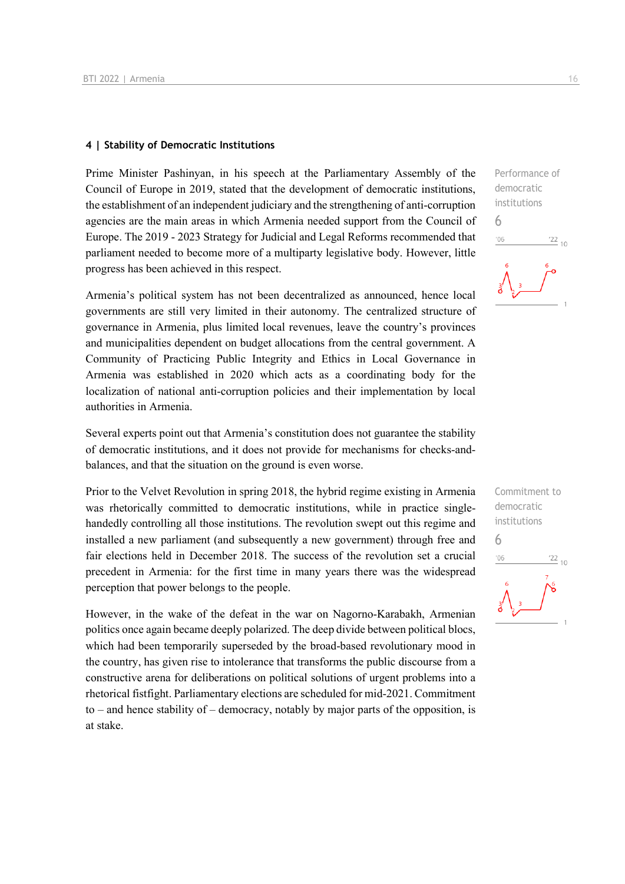## 4 | Stability of Democratic Institutions

Prime Minister Pashinyan, in his speech at the Parliamentary Assembly of the Council of Europe in 2019, stated that the development of democratic institutions, the establishment of an independent judiciary and the strengthening of anti-corruption agencies are the main areas in which Armenia needed support from the Council of Europe. The 2019 - 2023 Strategy for Judicial and Legal Reforms recommended that parliament needed to become more of a multiparty legislative body. However, little progress has been achieved in this respect.

Performance of democratic institutions

6

Armenia's political system has not been decentralized as announced, hence local governments are still very limited in their autonomy. The centralized structure of governance in Armenia, plus limited local revenues, leave the country's provinces and municipalities dependent on budget allocations from the central government. A Community of Practicing Public Integrity and Ethics in Local Governance in Armenia was established in 2020 which acts as a coordinating body for the localization of national anti-corruption policies and their implementation by local authorities in Armenia.

Several experts point out that Armenia's constitution does not guarantee the stability of democratic institutions, and it does not provide for mechanisms for checks-and-balances, and that the situation on the ground is even worse.

Prior to the Velvet Revolution in spring 2018, the hybrid regime existing in Armenia was rhetorically committed to democratic institutions, while in practice single-handedly controlling all those institutions. The revolution swept out this regime and installed a new parliament (and subsequently a new government) through free and fair elections held in December 2018. The success of the revolution set a crucial precedent in Armenia: for the first time in many years there was the widespread perception that power belongs to the people.

Commitment to democratic institutions

6

However, in the wake of the defeat in the war on Nagorno-Karabakh, Armenian politics once again became deeply polarized. The deep divide between political blocs, which had been temporarily superseded by the broad-based revolutionary mood in the country, has given rise to intolerance that transforms the public discourse from a constructive arena for deliberations on political solutions of urgent problems into a rhetorical fistfight. Parliamentary elections are scheduled for mid-2021. Commitment to – and hence stability of – democracy, notably by major parts of the opposition, is at stake.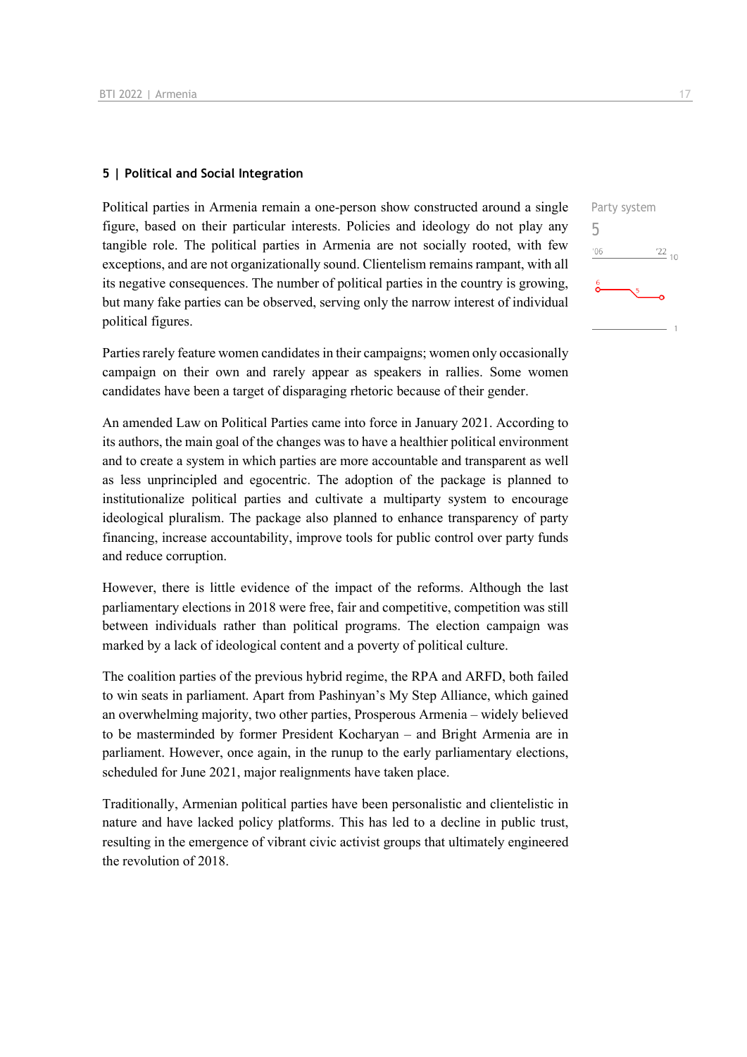## 5 | Political and Social Integration

Party system

5

Political parties in Armenia remain a one-person show constructed around a single figure, based on their particular interests. Policies and ideology do not play any tangible role. The political parties in Armenia are not socially rooted, with few exceptions, and are not organizationally sound. Clientelism remains rampant, with all its negative consequences. The number of political parties in the country is growing, but many fake parties can be observed, serving only the narrow interest of individual political figures.

Parties rarely feature women candidates in their campaigns; women only occasionally campaign on their own and rarely appear as speakers in rallies. Some women candidates have been a target of disparaging rhetoric because of their gender.

An amended Law on Political Parties came into force in January 2021. According to its authors, the main goal of the changes was to have a healthier political environment and to create a system in which parties are more accountable and transparent as well as less unprincipled and egocentric. The adoption of the package is planned to institutionalize political parties and cultivate a multiparty system to encourage ideological pluralism. The package also planned to enhance transparency of party financing, increase accountability, improve tools for public control over party funds and reduce corruption.

However, there is little evidence of the impact of the reforms. Although the last parliamentary elections in 2018 were free, fair and competitive, competition was still between individuals rather than political programs. The election campaign was marked by a lack of ideological content and a poverty of political culture.

The coalition parties of the previous hybrid regime, the RPA and ARFD, both failed to win seats in parliament. Apart from Pashinyan's My Step Alliance, which gained an overwhelming majority, two other parties, Prosperous Armenia – widely believed to be masterminded by former President Kocharyan – and Bright Armenia are in parliament. However, once again, in the runup to the early parliamentary elections, scheduled for June 2021, major realignments have taken place.

Traditionally, Armenian political parties have been personalistic and clientelistic in nature and have lacked policy platforms. This has led to a decline in public trust, resulting in the emergence of vibrant civic activist groups that ultimately engineered the revolution of 2018.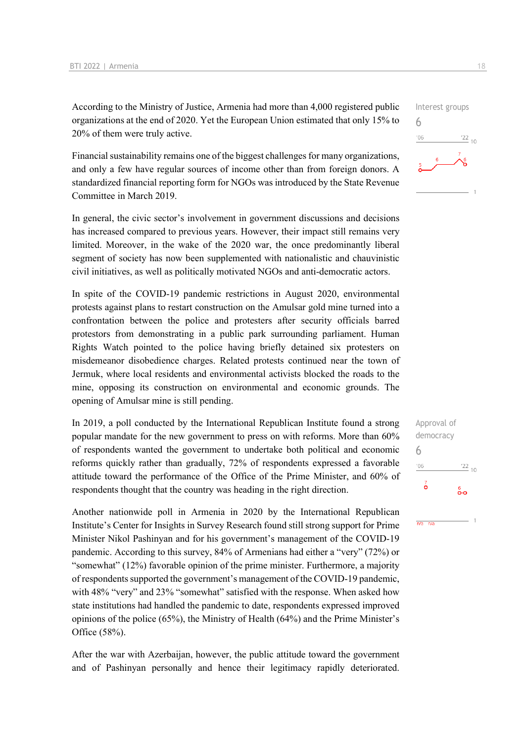According to the Ministry of Justice, Armenia had more than 4,000 registered public organizations at the end of 2020. Yet the European Union estimated that only 15% to 20% of them were truly active.

Interest groups
6

Financial sustainability remains one of the biggest challenges for many organizations, and only a few have regular sources of income other than from foreign donors. A standardized financial reporting form for NGOs was introduced by the State Revenue Committee in March 2019.

In general, the civic sector's involvement in government discussions and decisions has increased compared to previous years. However, their impact still remains very limited. Moreover, in the wake of the 2020 war, the once predominantly liberal segment of society has now been supplemented with nationalistic and chauvinistic civil initiatives, as well as politically motivated NGOs and anti-democratic actors.

In spite of the COVID-19 pandemic restrictions in August 2020, environmental protests against plans to restart construction on the Amulsar gold mine turned into a confrontation between the police and protesters after security officials barred protestors from demonstrating in a public park surrounding parliament. Human Rights Watch pointed to the police having briefly detained six protesters on misdemeanor disobedience charges. Related protests continued near the town of Jermuk, where local residents and environmental activists blocked the roads to the mine, opposing its construction on environmental and economic grounds. The opening of Amulsar mine is still pending.

Approval of democracy
6

In 2019, a poll conducted by the International Republican Institute found a strong popular mandate for the new government to press on with reforms. More than 60% of respondents wanted the government to undertake both political and economic reforms quickly rather than gradually, 72% of respondents expressed a favorable attitude toward the performance of the Office of the Prime Minister, and 60% of respondents thought that the country was heading in the right direction.

Another nationwide poll in Armenia in 2020 by the International Republican Institute's Center for Insights in Survey Research found still strong support for Prime Minister Nikol Pashinyan and for his government's management of the COVID-19 pandemic. According to this survey, 84% of Armenians had either a "very" (72%) or "somewhat" (12%) favorable opinion of the prime minister. Furthermore, a majority of respondents supported the government's management of the COVID-19 pandemic, with 48% "very" and 23% "somewhat" satisfied with the response. When asked how state institutions had handled the pandemic to date, respondents expressed improved opinions of the police (65%), the Ministry of Health (64%) and the Prime Minister's Office (58%).

After the war with Azerbaijan, however, the public attitude toward the government and of Pashinyan personally and hence their legitimacy rapidly deteriorated.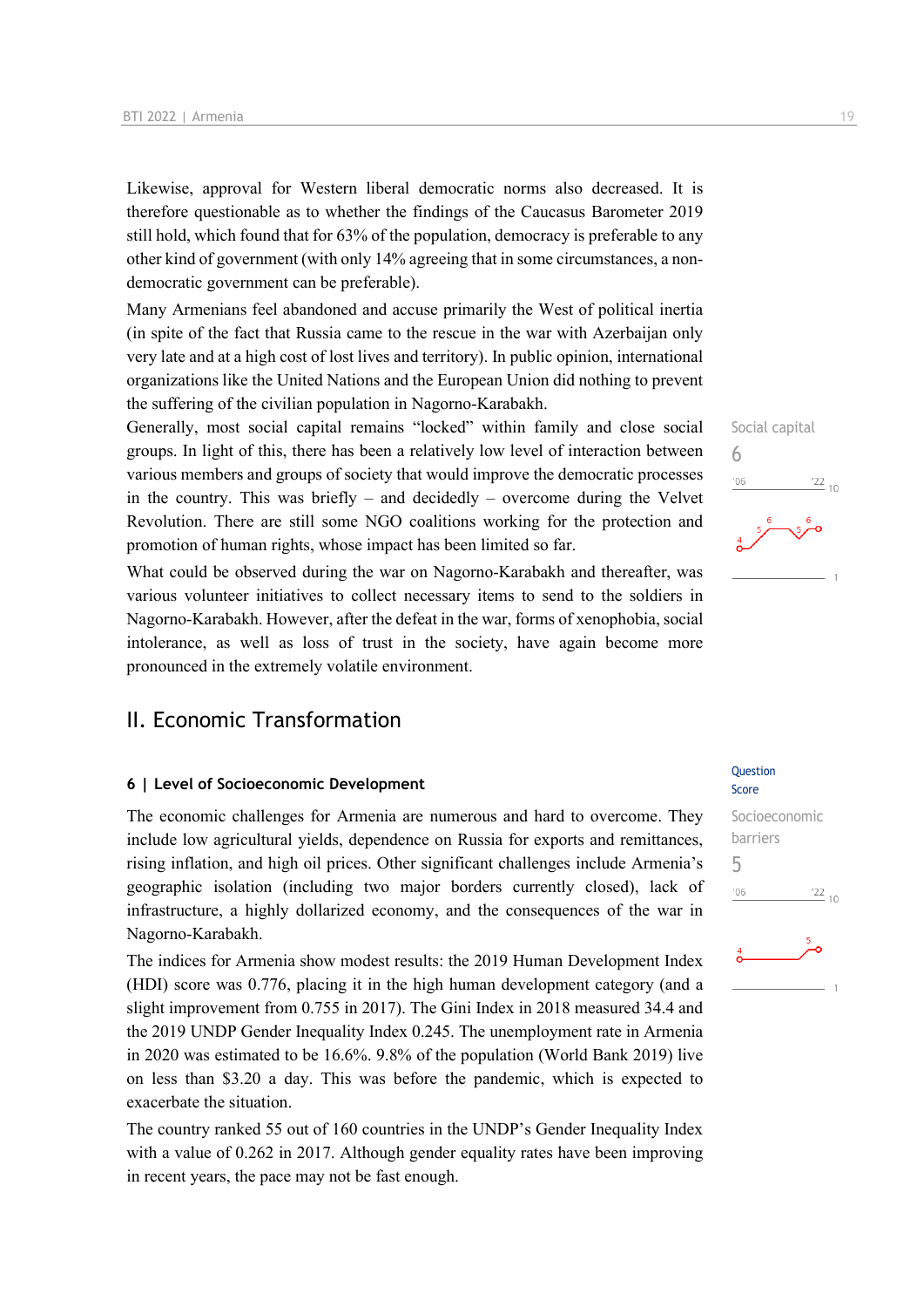Likewise, approval for Western liberal democratic norms also decreased. It is therefore questionable as to whether the findings of the Caucasus Barometer 2019 still hold, which found that for 63% of the population, democracy is preferable to any other kind of government (with only 14% agreeing that in some circumstances, a non-democratic government can be preferable).

Many Armenians feel abandoned and accuse primarily the West of political inertia (in spite of the fact that Russia came to the rescue in the war with Azerbaijan only very late and at a high cost of lost lives and territory). In public opinion, international organizations like the United Nations and the European Union did nothing to prevent the suffering of the civilian population in Nagorno-Karabakh.

Social capital
6

Generally, most social capital remains “locked” within family and close social groups. In light of this, there has been a relatively low level of interaction between various members and groups of society that would improve the democratic processes in the country. This was briefly – and decidedly – overcome during the Velvet Revolution. There are still some NGO coalitions working for the protection and promotion of human rights, whose impact has been limited so far.

What could be observed during the war on Nagorno-Karabakh and thereafter, was various volunteer initiatives to collect necessary items to send to the soldiers in Nagorno-Karabakh. However, after the defeat in the war, forms of xenophobia, social intolerance, as well as loss of trust in the society, have again become more pronounced in the extremely volatile environment.

# II. Economic Transformation

## 6 | Level of Socioeconomic Development

Question Score

Socioeconomic barriers
5

The economic challenges for Armenia are numerous and hard to overcome. They include low agricultural yields, dependence on Russia for exports and remittances, rising inflation, and high oil prices. Other significant challenges include Armenia’s geographic isolation (including two major borders currently closed), lack of infrastructure, a highly dollarized economy, and the consequences of the war in Nagorno-Karabakh.

The indices for Armenia show modest results: the 2019 Human Development Index (HDI) score was 0.776, placing it in the high human development category (and a slight improvement from 0.755 in 2017). The Gini Index in 2018 measured 34.4 and the 2019 UNDP Gender Inequality Index 0.245. The unemployment rate in Armenia in 2020 was estimated to be 16.6%. 9.8% of the population (World Bank 2019) live on less than $3.20 a day. This was before the pandemic, which is expected to exacerbate the situation.

The country ranked 55 out of 160 countries in the UNDP’s Gender Inequality Index with a value of 0.262 in 2017. Although gender equality rates have been improving in recent years, the pace may not be fast enough.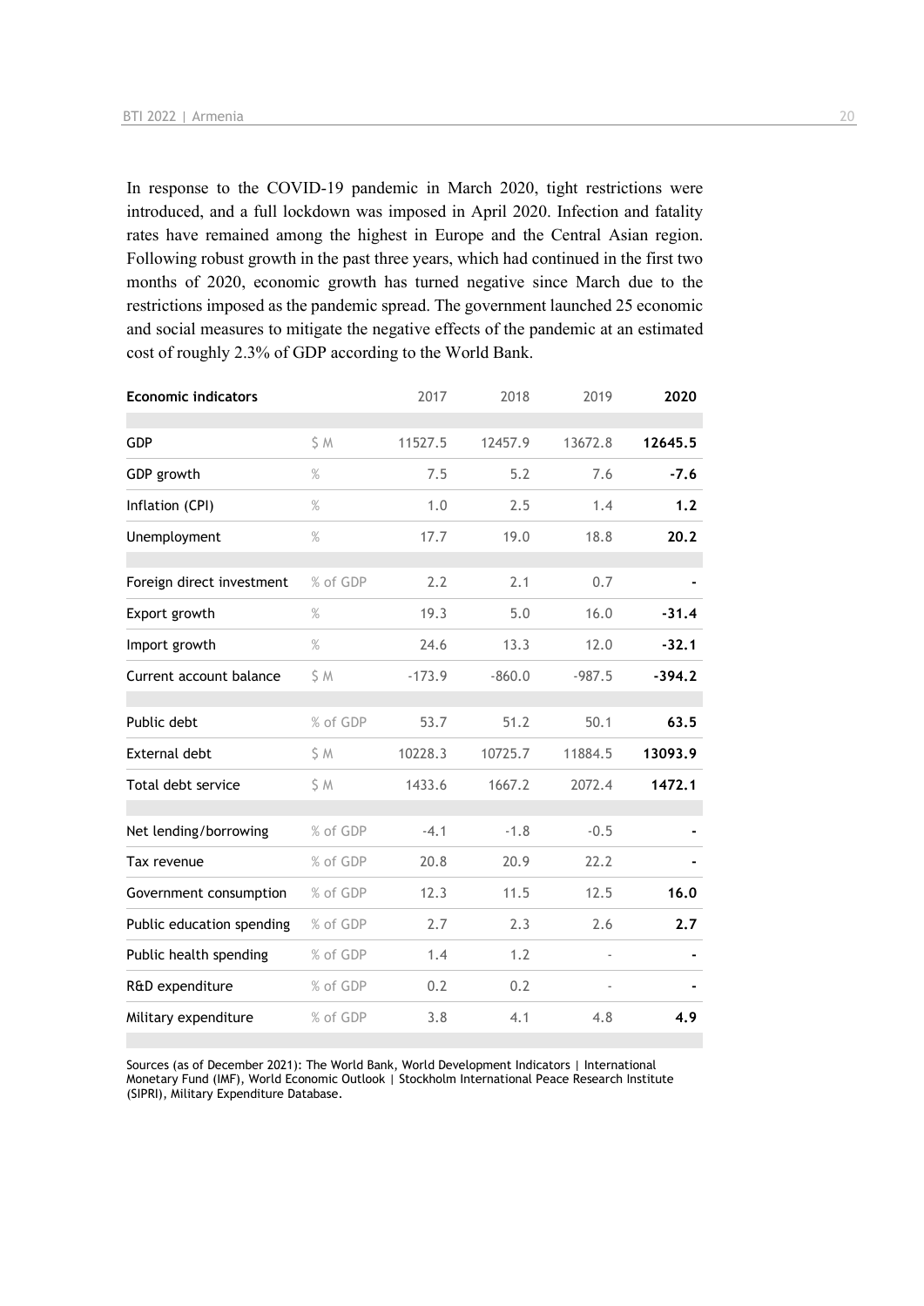In response to the COVID-19 pandemic in March 2020, tight restrictions were introduced, and a full lockdown was imposed in April 2020. Infection and fatality rates have remained among the highest in Europe and the Central Asian region. Following robust growth in the past three years, which had continued in the first two months of 2020, economic growth has turned negative since March due to the restrictions imposed as the pandemic spread. The government launched 25 economic and social measures to mitigate the negative effects of the pandemic at an estimated cost of roughly 2.3% of GDP according to the World Bank.

| **Economic indicators** | | 2017 | 2018 | 2019 | **2020** |
|---|---|---|---|---|---|
| GDP | $ M | 11527.5 | 12457.9 | 13672.8 | **12645.5** |
| GDP growth | % | 7.5 | 5.2 | 7.6 | **-7.6** |
| Inflation (CPI) | % | 1.0 | 2.5 | 1.4 | **1.2** |
| Unemployment | % | 17.7 | 19.0 | 18.8 | **20.2** |
| Foreign direct investment | % of GDP | 2.2 | 2.1 | 0.7 | **-** |
| Export growth | % | 19.3 | 5.0 | 16.0 | **-31.4** |
| Import growth | % | 24.6 | 13.3 | 12.0 | **-32.1** |
| Current account balance | $ M | -173.9 | -860.0 | -987.5 | **-394.2** |
| Public debt | % of GDP | 53.7 | 51.2 | 50.1 | **63.5** |
| External debt | $ M | 10228.3 | 10725.7 | 11884.5 | **13093.9** |
| Total debt service | $ M | 1433.6 | 1667.2 | 2072.4 | **1472.1** |
| Net lending/borrowing | % of GDP | -4.1 | -1.8 | -0.5 | **-** |
| Tax revenue | % of GDP | 20.8 | 20.9 | 22.2 | **-** |
| Government consumption | % of GDP | 12.3 | 11.5 | 12.5 | **16.0** |
| Public education spending | % of GDP | 2.7 | 2.3 | 2.6 | **2.7** |
| Public health spending | % of GDP | 1.4 | 1.2 | - | **-** |
| R&D expenditure | % of GDP | 0.2 | 0.2 | - | **-** |
| Military expenditure | % of GDP | 3.8 | 4.1 | 4.8 | **4.9** |

Sources (as of December 2021): The World Bank, World Development Indicators | International Monetary Fund (IMF), World Economic Outlook | Stockholm International Peace Research Institute (SIPRI), Military Expenditure Database.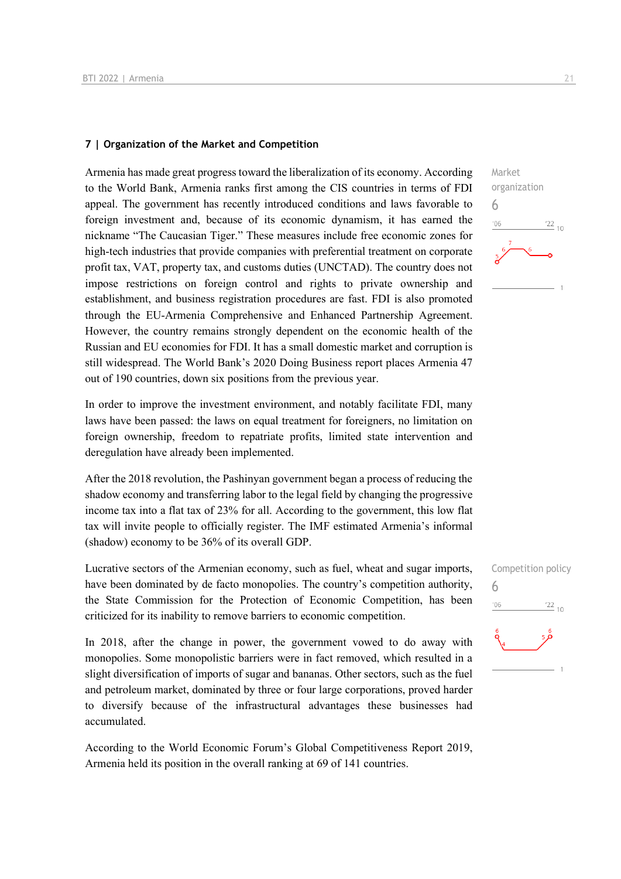## 7 | Organization of the Market and Competition

Market organization
6

Armenia has made great progress toward the liberalization of its economy. According to the World Bank, Armenia ranks first among the CIS countries in terms of FDI appeal. The government has recently introduced conditions and laws favorable to foreign investment and, because of its economic dynamism, it has earned the nickname "The Caucasian Tiger." These measures include free economic zones for high-tech industries that provide companies with preferential treatment on corporate profit tax, VAT, property tax, and customs duties (UNCTAD). The country does not impose restrictions on foreign control and rights to private ownership and establishment, and business registration procedures are fast. FDI is also promoted through the EU-Armenia Comprehensive and Enhanced Partnership Agreement. However, the country remains strongly dependent on the economic health of the Russian and EU economies for FDI. It has a small domestic market and corruption is still widespread. The World Bank's 2020 Doing Business report places Armenia 47 out of 190 countries, down six positions from the previous year.

In order to improve the investment environment, and notably facilitate FDI, many laws have been passed: the laws on equal treatment for foreigners, no limitation on foreign ownership, freedom to repatriate profits, limited state intervention and deregulation have already been implemented.

After the 2018 revolution, the Pashinyan government began a process of reducing the shadow economy and transferring labor to the legal field by changing the progressive income tax into a flat tax of 23% for all. According to the government, this low flat tax will invite people to officially register. The IMF estimated Armenia's informal (shadow) economy to be 36% of its overall GDP.

Competition policy
6

Lucrative sectors of the Armenian economy, such as fuel, wheat and sugar imports, have been dominated by de facto monopolies. The country's competition authority, the State Commission for the Protection of Economic Competition, has been criticized for its inability to remove barriers to economic competition.

In 2018, after the change in power, the government vowed to do away with monopolies. Some monopolistic barriers were in fact removed, which resulted in a slight diversification of imports of sugar and bananas. Other sectors, such as the fuel and petroleum market, dominated by three or four large corporations, proved harder to diversify because of the infrastructural advantages these businesses had accumulated.

According to the World Economic Forum's Global Competitiveness Report 2019, Armenia held its position in the overall ranking at 69 of 141 countries.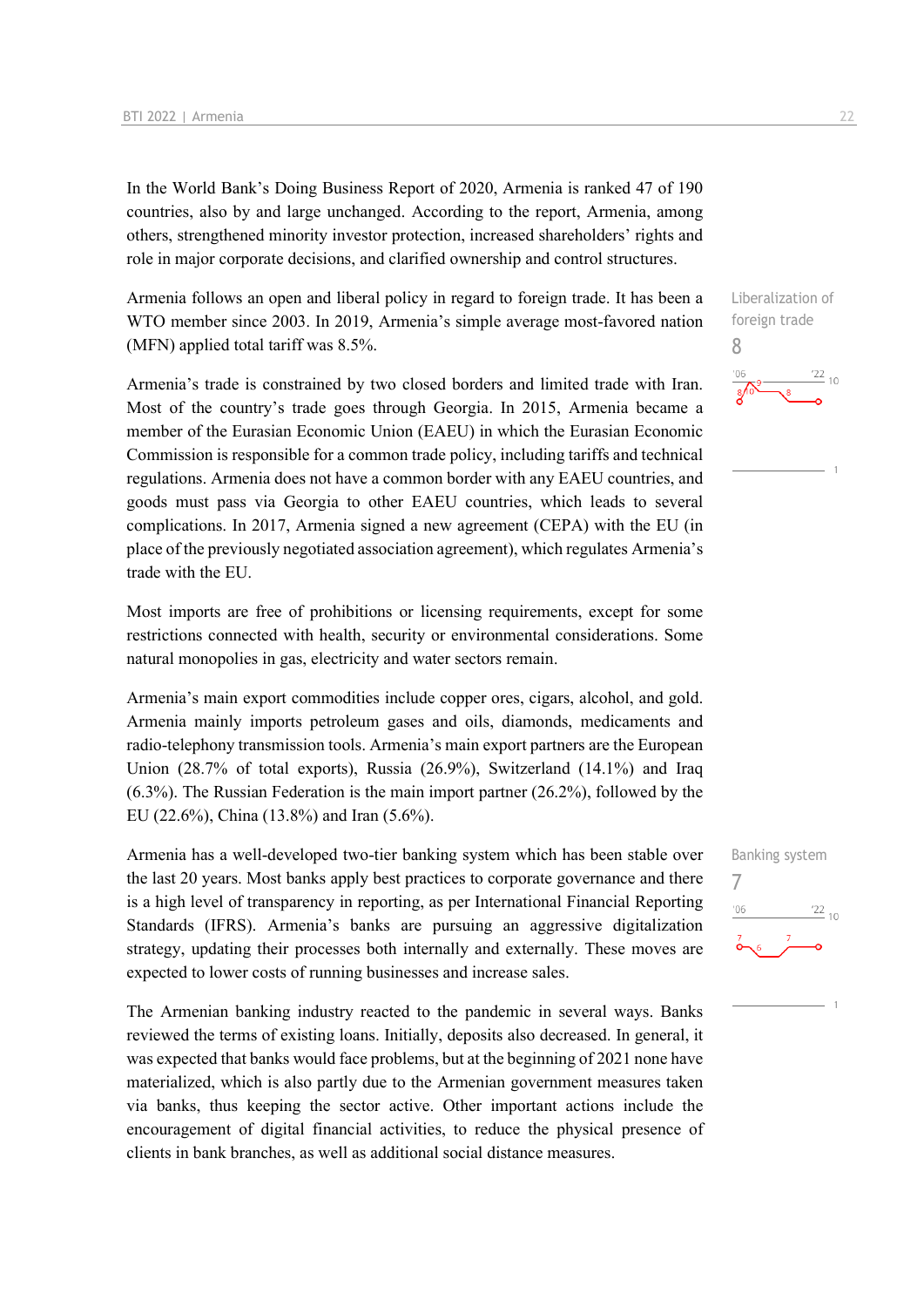In the World Bank's Doing Business Report of 2020, Armenia is ranked 47 of 190 countries, also by and large unchanged. According to the report, Armenia, among others, strengthened minority investor protection, increased shareholders' rights and role in major corporate decisions, and clarified ownership and control structures.

Liberalization of foreign trade

8

Armenia follows an open and liberal policy in regard to foreign trade. It has been a WTO member since 2003. In 2019, Armenia's simple average most-favored nation (MFN) applied total tariff was 8.5%.

Armenia's trade is constrained by two closed borders and limited trade with Iran. Most of the country's trade goes through Georgia. In 2015, Armenia became a member of the Eurasian Economic Union (EAEU) in which the Eurasian Economic Commission is responsible for a common trade policy, including tariffs and technical regulations. Armenia does not have a common border with any EAEU countries, and goods must pass via Georgia to other EAEU countries, which leads to several complications. In 2017, Armenia signed a new agreement (CEPA) with the EU (in place of the previously negotiated association agreement), which regulates Armenia's trade with the EU.

Most imports are free of prohibitions or licensing requirements, except for some restrictions connected with health, security or environmental considerations. Some natural monopolies in gas, electricity and water sectors remain.

Armenia's main export commodities include copper ores, cigars, alcohol, and gold. Armenia mainly imports petroleum gases and oils, diamonds, medicaments and radio-telephony transmission tools. Armenia's main export partners are the European Union (28.7% of total exports), Russia (26.9%), Switzerland (14.1%) and Iraq (6.3%). The Russian Federation is the main import partner (26.2%), followed by the EU (22.6%), China (13.8%) and Iran (5.6%).

Banking system

7

Armenia has a well-developed two-tier banking system which has been stable over the last 20 years. Most banks apply best practices to corporate governance and there is a high level of transparency in reporting, as per International Financial Reporting Standards (IFRS). Armenia's banks are pursuing an aggressive digitalization strategy, updating their processes both internally and externally. These moves are expected to lower costs of running businesses and increase sales.

The Armenian banking industry reacted to the pandemic in several ways. Banks reviewed the terms of existing loans. Initially, deposits also decreased. In general, it was expected that banks would face problems, but at the beginning of 2021 none have materialized, which is also partly due to the Armenian government measures taken via banks, thus keeping the sector active. Other important actions include the encouragement of digital financial activities, to reduce the physical presence of clients in bank branches, as well as additional social distance measures.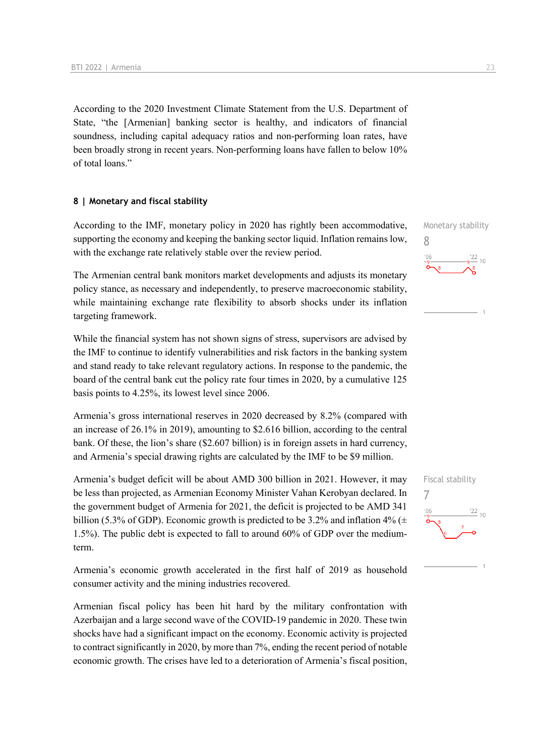According to the 2020 Investment Climate Statement from the U.S. Department of State, "the [Armenian] banking sector is healthy, and indicators of financial soundness, including capital adequacy ratios and non-performing loan rates, have been broadly strong in recent years. Non-performing loans have fallen to below 10% of total loans."

## 8 | Monetary and fiscal stability

Monetary stability
8

According to the IMF, monetary policy in 2020 has rightly been accommodative, supporting the economy and keeping the banking sector liquid. Inflation remains low, with the exchange rate relatively stable over the review period.

The Armenian central bank monitors market developments and adjusts its monetary policy stance, as necessary and independently, to preserve macroeconomic stability, while maintaining exchange rate flexibility to absorb shocks under its inflation targeting framework.

While the financial system has not shown signs of stress, supervisors are advised by the IMF to continue to identify vulnerabilities and risk factors in the banking system and stand ready to take relevant regulatory actions. In response to the pandemic, the board of the central bank cut the policy rate four times in 2020, by a cumulative 125 basis points to 4.25%, its lowest level since 2006.

Armenia's gross international reserves in 2020 decreased by 8.2% (compared with an increase of 26.1% in 2019), amounting to $2.616 billion, according to the central bank. Of these, the lion's share ($2.607 billion) is in foreign assets in hard currency, and Armenia's special drawing rights are calculated by the IMF to be $9 million.

Fiscal stability
7

Armenia's budget deficit will be about AMD 300 billion in 2021. However, it may be less than projected, as Armenian Economy Minister Vahan Kerobyan declared. In the government budget of Armenia for 2021, the deficit is projected to be AMD 341 billion (5.3% of GDP). Economic growth is predicted to be 3.2% and inflation 4% (± 1.5%). The public debt is expected to fall to around 60% of GDP over the medium-term.

Armenia's economic growth accelerated in the first half of 2019 as household consumer activity and the mining industries recovered.

Armenian fiscal policy has been hit hard by the military confrontation with Azerbaijan and a large second wave of the COVID-19 pandemic in 2020. These twin shocks have had a significant impact on the economy. Economic activity is projected to contract significantly in 2020, by more than 7%, ending the recent period of notable economic growth. The crises have led to a deterioration of Armenia's fiscal position,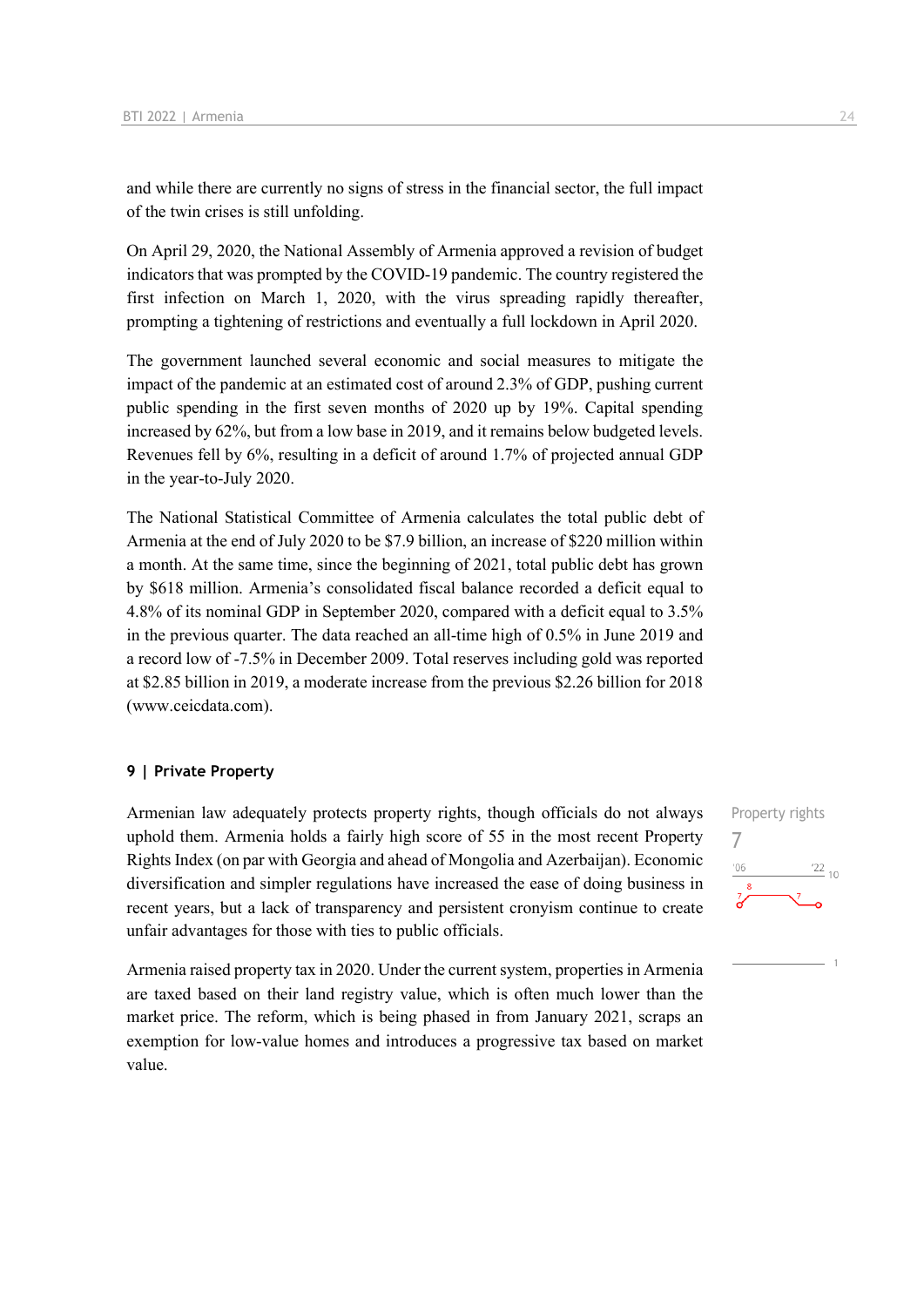and while there are currently no signs of stress in the financial sector, the full impact of the twin crises is still unfolding.

On April 29, 2020, the National Assembly of Armenia approved a revision of budget indicators that was prompted by the COVID-19 pandemic. The country registered the first infection on March 1, 2020, with the virus spreading rapidly thereafter, prompting a tightening of restrictions and eventually a full lockdown in April 2020.

The government launched several economic and social measures to mitigate the impact of the pandemic at an estimated cost of around 2.3% of GDP, pushing current public spending in the first seven months of 2020 up by 19%. Capital spending increased by 62%, but from a low base in 2019, and it remains below budgeted levels. Revenues fell by 6%, resulting in a deficit of around 1.7% of projected annual GDP in the year-to-July 2020.

The National Statistical Committee of Armenia calculates the total public debt of Armenia at the end of July 2020 to be $7.9 billion, an increase of $220 million within a month. At the same time, since the beginning of 2021, total public debt has grown by $618 million. Armenia's consolidated fiscal balance recorded a deficit equal to 4.8% of its nominal GDP in September 2020, compared with a deficit equal to 3.5% in the previous quarter. The data reached an all-time high of 0.5% in June 2019 and a record low of -7.5% in December 2009. Total reserves including gold was reported at $2.85 billion in 2019, a moderate increase from the previous $2.26 billion for 2018 (www.ceicdata.com).

## 9 | Private Property

Property rights
7

Armenian law adequately protects property rights, though officials do not always uphold them. Armenia holds a fairly high score of 55 in the most recent Property Rights Index (on par with Georgia and ahead of Mongolia and Azerbaijan). Economic diversification and simpler regulations have increased the ease of doing business in recent years, but a lack of transparency and persistent cronyism continue to create unfair advantages for those with ties to public officials.

Armenia raised property tax in 2020. Under the current system, properties in Armenia are taxed based on their land registry value, which is often much lower than the market price. The reform, which is being phased in from January 2021, scraps an exemption for low-value homes and introduces a progressive tax based on market value.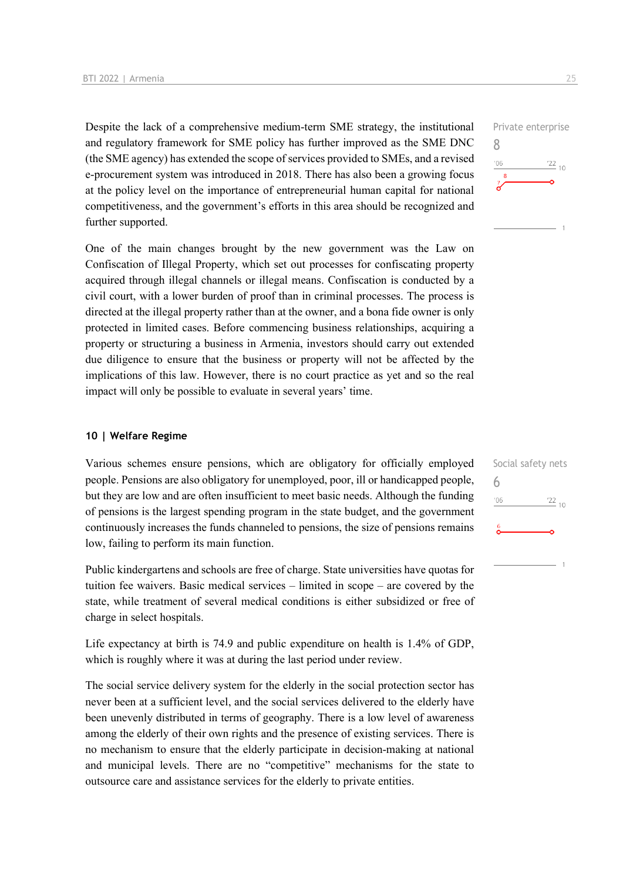Despite the lack of a comprehensive medium-term SME strategy, the institutional and regulatory framework for SME policy has further improved as the SME DNC (the SME agency) has extended the scope of services provided to SMEs, and a revised e-procurement system was introduced in 2018. There has also been a growing focus at the policy level on the importance of entrepreneurial human capital for national competitiveness, and the government's efforts in this area should be recognized and further supported.

Private enterprise
8

One of the main changes brought by the new government was the Law on Confiscation of Illegal Property, which set out processes for confiscating property acquired through illegal channels or illegal means. Confiscation is conducted by a civil court, with a lower burden of proof than in criminal processes. The process is directed at the illegal property rather than at the owner, and a bona fide owner is only protected in limited cases. Before commencing business relationships, acquiring a property or structuring a business in Armenia, investors should carry out extended due diligence to ensure that the business or property will not be affected by the implications of this law. However, there is no court practice as yet and so the real impact will only be possible to evaluate in several years' time.

## 10 | Welfare Regime

Various schemes ensure pensions, which are obligatory for officially employed people. Pensions are also obligatory for unemployed, poor, ill or handicapped people, but they are low and are often insufficient to meet basic needs. Although the funding of pensions is the largest spending program in the state budget, and the government continuously increases the funds channeled to pensions, the size of pensions remains low, failing to perform its main function.

Social safety nets
6

Public kindergartens and schools are free of charge. State universities have quotas for tuition fee waivers. Basic medical services – limited in scope – are covered by the state, while treatment of several medical conditions is either subsidized or free of charge in select hospitals.

Life expectancy at birth is 74.9 and public expenditure on health is 1.4% of GDP, which is roughly where it was at during the last period under review.

The social service delivery system for the elderly in the social protection sector has never been at a sufficient level, and the social services delivered to the elderly have been unevenly distributed in terms of geography. There is a low level of awareness among the elderly of their own rights and the presence of existing services. There is no mechanism to ensure that the elderly participate in decision-making at national and municipal levels. There are no "competitive" mechanisms for the state to outsource care and assistance services for the elderly to private entities.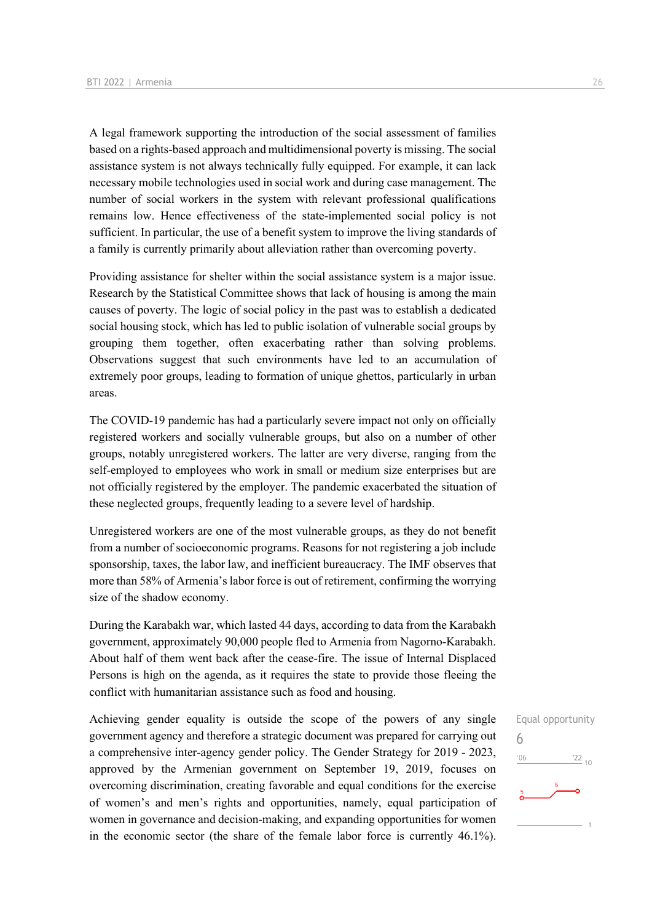A legal framework supporting the introduction of the social assessment of families based on a rights-based approach and multidimensional poverty is missing. The social assistance system is not always technically fully equipped. For example, it can lack necessary mobile technologies used in social work and during case management. The number of social workers in the system with relevant professional qualifications remains low. Hence effectiveness of the state-implemented social policy is not sufficient. In particular, the use of a benefit system to improve the living standards of a family is currently primarily about alleviation rather than overcoming poverty.

Providing assistance for shelter within the social assistance system is a major issue. Research by the Statistical Committee shows that lack of housing is among the main causes of poverty. The logic of social policy in the past was to establish a dedicated social housing stock, which has led to public isolation of vulnerable social groups by grouping them together, often exacerbating rather than solving problems. Observations suggest that such environments have led to an accumulation of extremely poor groups, leading to formation of unique ghettos, particularly in urban areas.

The COVID-19 pandemic has had a particularly severe impact not only on officially registered workers and socially vulnerable groups, but also on a number of other groups, notably unregistered workers. The latter are very diverse, ranging from the self-employed to employees who work in small or medium size enterprises but are not officially registered by the employer. The pandemic exacerbated the situation of these neglected groups, frequently leading to a severe level of hardship.

Unregistered workers are one of the most vulnerable groups, as they do not benefit from a number of socioeconomic programs. Reasons for not registering a job include sponsorship, taxes, the labor law, and inefficient bureaucracy. The IMF observes that more than 58% of Armenia's labor force is out of retirement, confirming the worrying size of the shadow economy.

During the Karabakh war, which lasted 44 days, according to data from the Karabakh government, approximately 90,000 people fled to Armenia from Nagorno-Karabakh. About half of them went back after the cease-fire. The issue of Internal Displaced Persons is high on the agenda, as it requires the state to provide those fleeing the conflict with humanitarian assistance such as food and housing.

Equal opportunity
6

Achieving gender equality is outside the scope of the powers of any single government agency and therefore a strategic document was prepared for carrying out a comprehensive inter-agency gender policy. The Gender Strategy for 2019 - 2023, approved by the Armenian government on September 19, 2019, focuses on overcoming discrimination, creating favorable and equal conditions for the exercise of women's and men's rights and opportunities, namely, equal participation of women in governance and decision-making, and expanding opportunities for women in the economic sector (the share of the female labor force is currently 46.1%).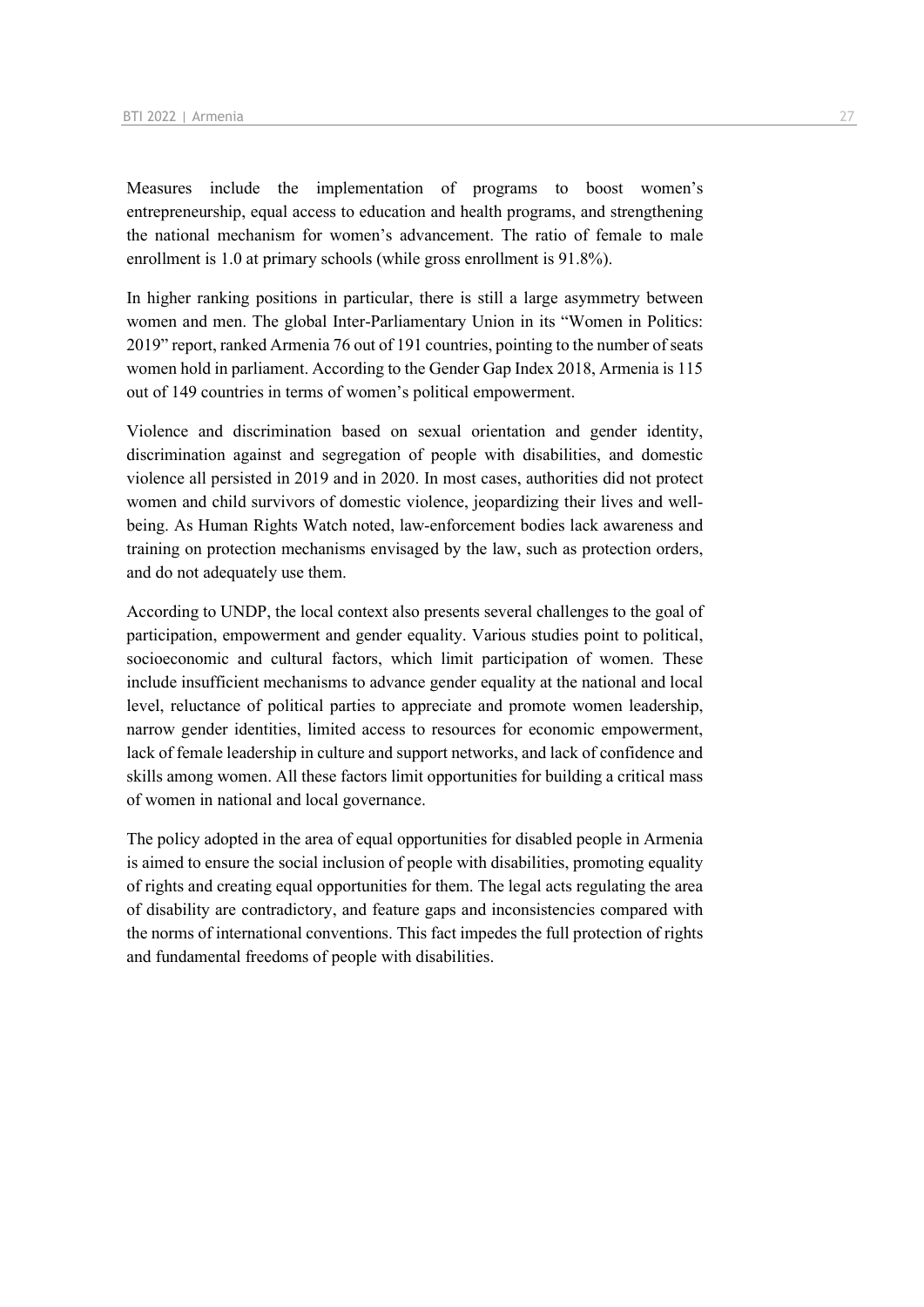Measures include the implementation of programs to boost women's entrepreneurship, equal access to education and health programs, and strengthening the national mechanism for women's advancement. The ratio of female to male enrollment is 1.0 at primary schools (while gross enrollment is 91.8%).

In higher ranking positions in particular, there is still a large asymmetry between women and men. The global Inter-Parliamentary Union in its "Women in Politics: 2019" report, ranked Armenia 76 out of 191 countries, pointing to the number of seats women hold in parliament. According to the Gender Gap Index 2018, Armenia is 115 out of 149 countries in terms of women's political empowerment.

Violence and discrimination based on sexual orientation and gender identity, discrimination against and segregation of people with disabilities, and domestic violence all persisted in 2019 and in 2020. In most cases, authorities did not protect women and child survivors of domestic violence, jeopardizing their lives and well-being. As Human Rights Watch noted, law-enforcement bodies lack awareness and training on protection mechanisms envisaged by the law, such as protection orders, and do not adequately use them.

According to UNDP, the local context also presents several challenges to the goal of participation, empowerment and gender equality. Various studies point to political, socioeconomic and cultural factors, which limit participation of women. These include insufficient mechanisms to advance gender equality at the national and local level, reluctance of political parties to appreciate and promote women leadership, narrow gender identities, limited access to resources for economic empowerment, lack of female leadership in culture and support networks, and lack of confidence and skills among women. All these factors limit opportunities for building a critical mass of women in national and local governance.

The policy adopted in the area of equal opportunities for disabled people in Armenia is aimed to ensure the social inclusion of people with disabilities, promoting equality of rights and creating equal opportunities for them. The legal acts regulating the area of disability are contradictory, and feature gaps and inconsistencies compared with the norms of international conventions. This fact impedes the full protection of rights and fundamental freedoms of people with disabilities.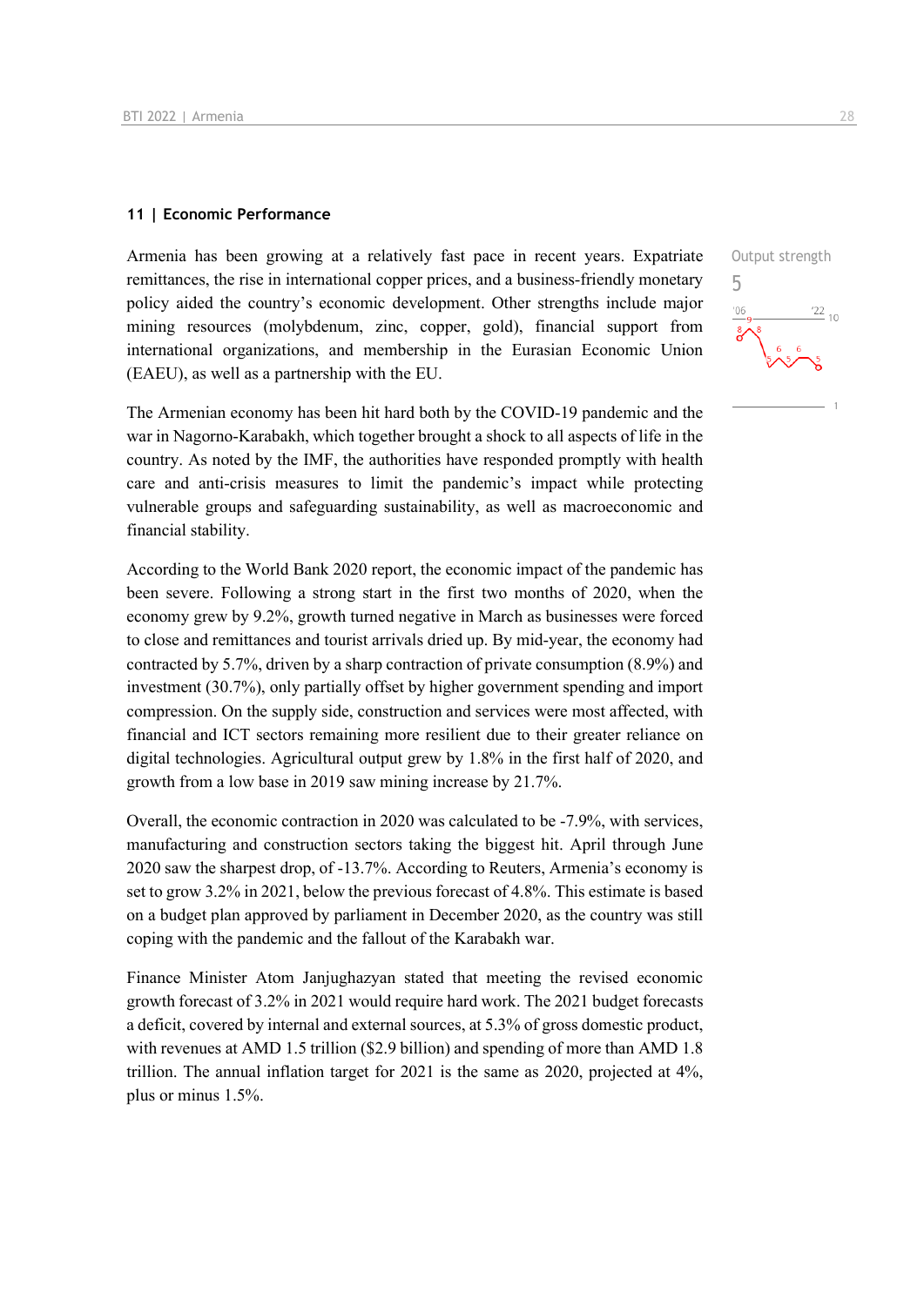## 11 | Economic Performance

Output strength
5

Armenia has been growing at a relatively fast pace in recent years. Expatriate remittances, the rise in international copper prices, and a business-friendly monetary policy aided the country's economic development. Other strengths include major mining resources (molybdenum, zinc, copper, gold), financial support from international organizations, and membership in the Eurasian Economic Union (EAEU), as well as a partnership with the EU.

The Armenian economy has been hit hard both by the COVID-19 pandemic and the war in Nagorno-Karabakh, which together brought a shock to all aspects of life in the country. As noted by the IMF, the authorities have responded promptly with health care and anti-crisis measures to limit the pandemic's impact while protecting vulnerable groups and safeguarding sustainability, as well as macroeconomic and financial stability.

According to the World Bank 2020 report, the economic impact of the pandemic has been severe. Following a strong start in the first two months of 2020, when the economy grew by 9.2%, growth turned negative in March as businesses were forced to close and remittances and tourist arrivals dried up. By mid-year, the economy had contracted by 5.7%, driven by a sharp contraction of private consumption (8.9%) and investment (30.7%), only partially offset by higher government spending and import compression. On the supply side, construction and services were most affected, with financial and ICT sectors remaining more resilient due to their greater reliance on digital technologies. Agricultural output grew by 1.8% in the first half of 2020, and growth from a low base in 2019 saw mining increase by 21.7%.

Overall, the economic contraction in 2020 was calculated to be -7.9%, with services, manufacturing and construction sectors taking the biggest hit. April through June 2020 saw the sharpest drop, of -13.7%. According to Reuters, Armenia's economy is set to grow 3.2% in 2021, below the previous forecast of 4.8%. This estimate is based on a budget plan approved by parliament in December 2020, as the country was still coping with the pandemic and the fallout of the Karabakh war.

Finance Minister Atom Janjughazyan stated that meeting the revised economic growth forecast of 3.2% in 2021 would require hard work. The 2021 budget forecasts a deficit, covered by internal and external sources, at 5.3% of gross domestic product, with revenues at AMD 1.5 trillion ($2.9 billion) and spending of more than AMD 1.8 trillion. The annual inflation target for 2021 is the same as 2020, projected at 4%, plus or minus 1.5%.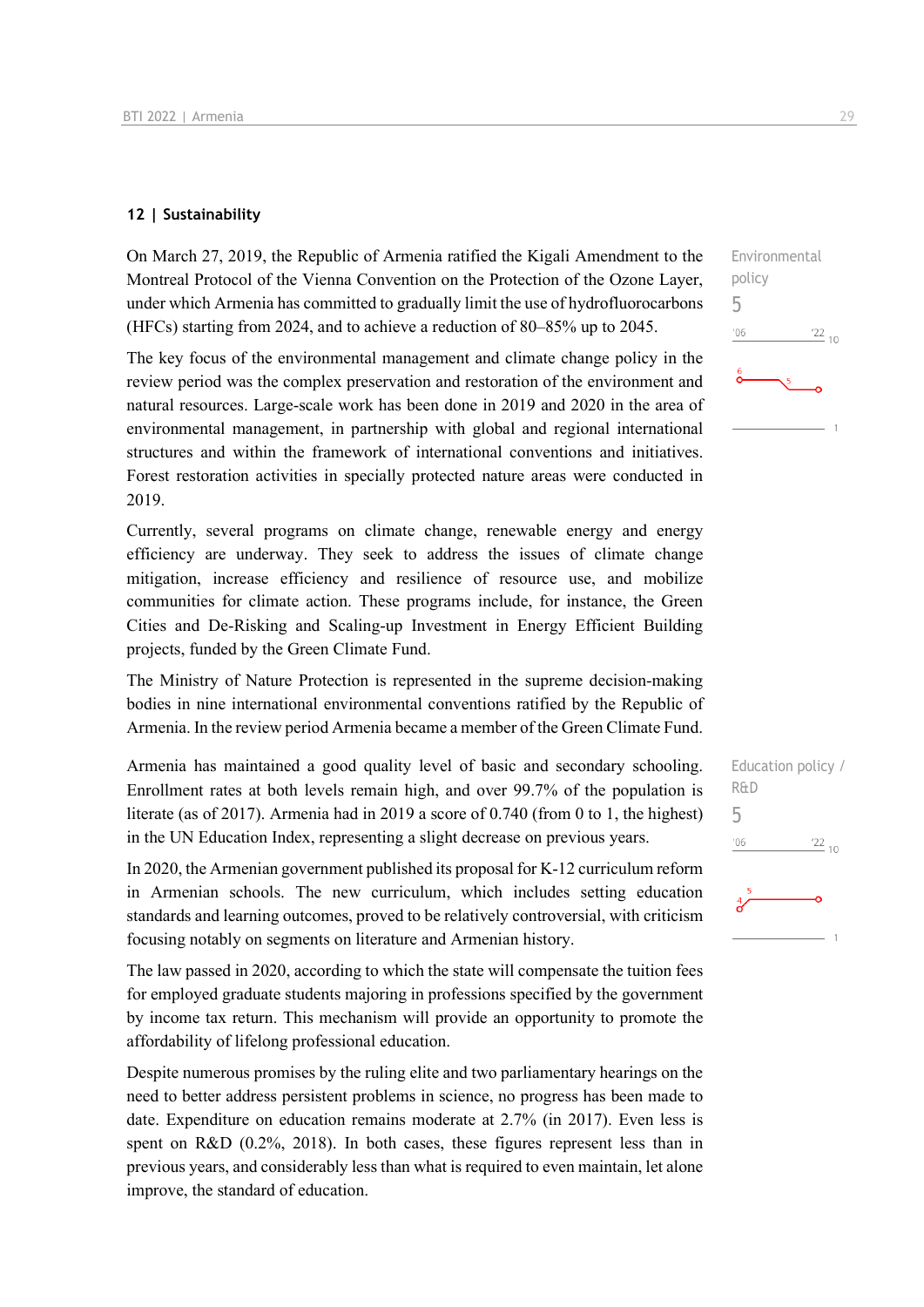## 12 | Sustainability

On March 27, 2019, the Republic of Armenia ratified the Kigali Amendment to the Montreal Protocol of the Vienna Convention on the Protection of the Ozone Layer, under which Armenia has committed to gradually limit the use of hydrofluorocarbons (HFCs) starting from 2024, and to achieve a reduction of 80–85% up to 2045.

Environmental policy
5

The key focus of the environmental management and climate change policy in the review period was the complex preservation and restoration of the environment and natural resources. Large-scale work has been done in 2019 and 2020 in the area of environmental management, in partnership with global and regional international structures and within the framework of international conventions and initiatives. Forest restoration activities in specially protected nature areas were conducted in 2019.

Currently, several programs on climate change, renewable energy and energy efficiency are underway. They seek to address the issues of climate change mitigation, increase efficiency and resilience of resource use, and mobilize communities for climate action. These programs include, for instance, the Green Cities and De-Risking and Scaling-up Investment in Energy Efficient Building projects, funded by the Green Climate Fund.

The Ministry of Nature Protection is represented in the supreme decision-making bodies in nine international environmental conventions ratified by the Republic of Armenia. In the review period Armenia became a member of the Green Climate Fund.

Armenia has maintained a good quality level of basic and secondary schooling. Enrollment rates at both levels remain high, and over 99.7% of the population is literate (as of 2017). Armenia had in 2019 a score of 0.740 (from 0 to 1, the highest) in the UN Education Index, representing a slight decrease on previous years.

Education policy / R&D
5

In 2020, the Armenian government published its proposal for K-12 curriculum reform in Armenian schools. The new curriculum, which includes setting education standards and learning outcomes, proved to be relatively controversial, with criticism focusing notably on segments on literature and Armenian history.

The law passed in 2020, according to which the state will compensate the tuition fees for employed graduate students majoring in professions specified by the government by income tax return. This mechanism will provide an opportunity to promote the affordability of lifelong professional education.

Despite numerous promises by the ruling elite and two parliamentary hearings on the need to better address persistent problems in science, no progress has been made to date. Expenditure on education remains moderate at 2.7% (in 2017). Even less is spent on R&D (0.2%, 2018). In both cases, these figures represent less than in previous years, and considerably less than what is required to even maintain, let alone improve, the standard of education.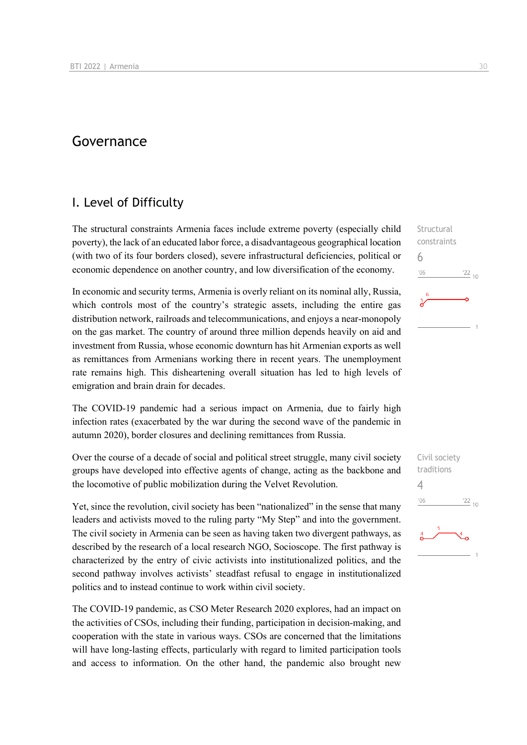# Governance

## I. Level of Difficulty

Structural constraints

6

The structural constraints Armenia faces include extreme poverty (especially child poverty), the lack of an educated labor force, a disadvantageous geographical location (with two of its four borders closed), severe infrastructural deficiencies, political or economic dependence on another country, and low diversification of the economy.

In economic and security terms, Armenia is overly reliant on its nominal ally, Russia, which controls most of the country's strategic assets, including the entire gas distribution network, railroads and telecommunications, and enjoys a near-monopoly on the gas market. The country of around three million depends heavily on aid and investment from Russia, whose economic downturn has hit Armenian exports as well as remittances from Armenians working there in recent years. The unemployment rate remains high. This disheartening overall situation has led to high levels of emigration and brain drain for decades.

The COVID-19 pandemic had a serious impact on Armenia, due to fairly high infection rates (exacerbated by the war during the second wave of the pandemic in autumn 2020), border closures and declining remittances from Russia.

Civil society traditions

4

Over the course of a decade of social and political street struggle, many civil society groups have developed into effective agents of change, acting as the backbone and the locomotive of public mobilization during the Velvet Revolution.

Yet, since the revolution, civil society has been "nationalized" in the sense that many leaders and activists moved to the ruling party "My Step" and into the government. The civil society in Armenia can be seen as having taken two divergent pathways, as described by the research of a local research NGO, Socioscope. The first pathway is characterized by the entry of civic activists into institutionalized politics, and the second pathway involves activists' steadfast refusal to engage in institutionalized politics and to instead continue to work within civil society.

The COVID-19 pandemic, as CSO Meter Research 2020 explores, had an impact on the activities of CSOs, including their funding, participation in decision-making, and cooperation with the state in various ways. CSOs are concerned that the limitations will have long-lasting effects, particularly with regard to limited participation tools and access to information. On the other hand, the pandemic also brought new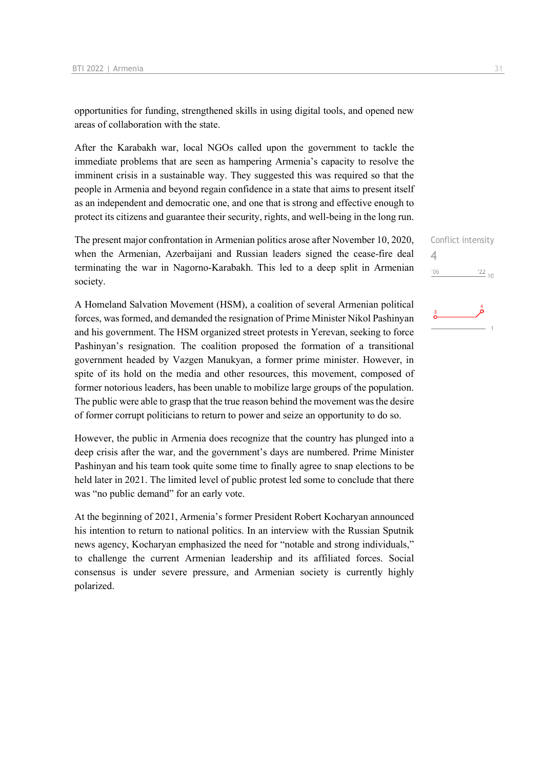opportunities for funding, strengthened skills in using digital tools, and opened new areas of collaboration with the state.

After the Karabakh war, local NGOs called upon the government to tackle the immediate problems that are seen as hampering Armenia's capacity to resolve the imminent crisis in a sustainable way. They suggested this was required so that the people in Armenia and beyond regain confidence in a state that aims to present itself as an independent and democratic one, and one that is strong and effective enough to protect its citizens and guarantee their security, rights, and well-being in the long run.

Conflict intensity
4

The present major confrontation in Armenian politics arose after November 10, 2020, when the Armenian, Azerbaijani and Russian leaders signed the cease-fire deal terminating the war in Nagorno-Karabakh. This led to a deep split in Armenian society.

A Homeland Salvation Movement (HSM), a coalition of several Armenian political forces, was formed, and demanded the resignation of Prime Minister Nikol Pashinyan and his government. The HSM organized street protests in Yerevan, seeking to force Pashinyan's resignation. The coalition proposed the formation of a transitional government headed by Vazgen Manukyan, a former prime minister. However, in spite of its hold on the media and other resources, this movement, composed of former notorious leaders, has been unable to mobilize large groups of the population. The public were able to grasp that the true reason behind the movement was the desire of former corrupt politicians to return to power and seize an opportunity to do so.

However, the public in Armenia does recognize that the country has plunged into a deep crisis after the war, and the government's days are numbered. Prime Minister Pashinyan and his team took quite some time to finally agree to snap elections to be held later in 2021. The limited level of public protest led some to conclude that there was "no public demand" for an early vote.

At the beginning of 2021, Armenia's former President Robert Kocharyan announced his intention to return to national politics. In an interview with the Russian Sputnik news agency, Kocharyan emphasized the need for "notable and strong individuals," to challenge the current Armenian leadership and its affiliated forces. Social consensus is under severe pressure, and Armenian society is currently highly polarized.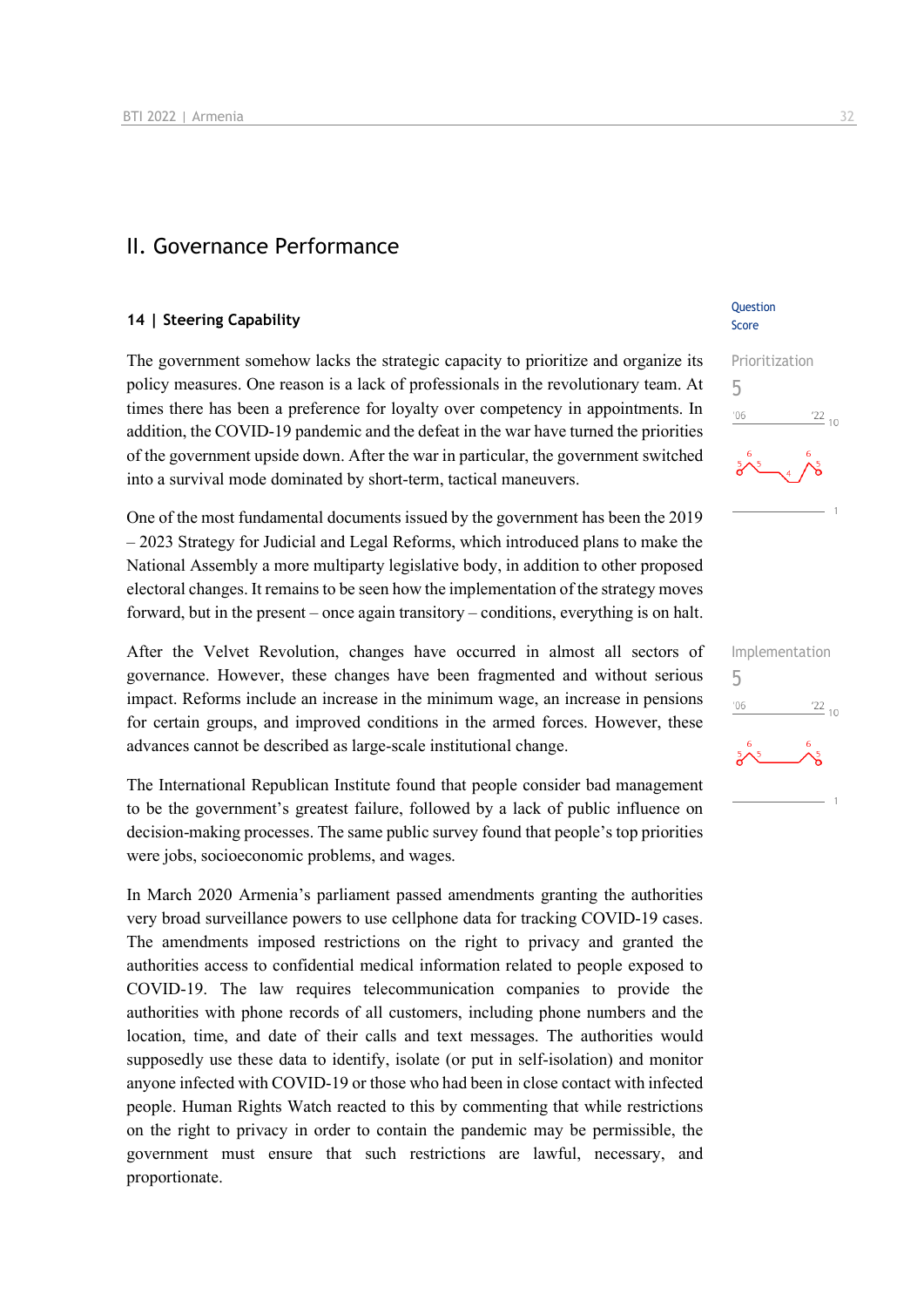# II. Governance Performance

## 14 | Steering Capability

Question Score

The government somehow lacks the strategic capacity to prioritize and organize its policy measures. One reason is a lack of professionals in the revolutionary team. At times there has been a preference for loyalty over competency in appointments. In addition, the COVID-19 pandemic and the defeat in the war have turned the priorities of the government upside down. After the war in particular, the government switched into a survival mode dominated by short-term, tactical maneuvers.

Prioritization
5

One of the most fundamental documents issued by the government has been the 2019 – 2023 Strategy for Judicial and Legal Reforms, which introduced plans to make the National Assembly a more multiparty legislative body, in addition to other proposed electoral changes. It remains to be seen how the implementation of the strategy moves forward, but in the present – once again transitory – conditions, everything is on halt.

After the Velvet Revolution, changes have occurred in almost all sectors of governance. However, these changes have been fragmented and without serious impact. Reforms include an increase in the minimum wage, an increase in pensions for certain groups, and improved conditions in the armed forces. However, these advances cannot be described as large-scale institutional change.

Implementation
5

The International Republican Institute found that people consider bad management to be the government's greatest failure, followed by a lack of public influence on decision-making processes. The same public survey found that people's top priorities were jobs, socioeconomic problems, and wages.

In March 2020 Armenia's parliament passed amendments granting the authorities very broad surveillance powers to use cellphone data for tracking COVID-19 cases. The amendments imposed restrictions on the right to privacy and granted the authorities access to confidential medical information related to people exposed to COVID-19. The law requires telecommunication companies to provide the authorities with phone records of all customers, including phone numbers and the location, time, and date of their calls and text messages. The authorities would supposedly use these data to identify, isolate (or put in self-isolation) and monitor anyone infected with COVID-19 or those who had been in close contact with infected people. Human Rights Watch reacted to this by commenting that while restrictions on the right to privacy in order to contain the pandemic may be permissible, the government must ensure that such restrictions are lawful, necessary, and proportionate.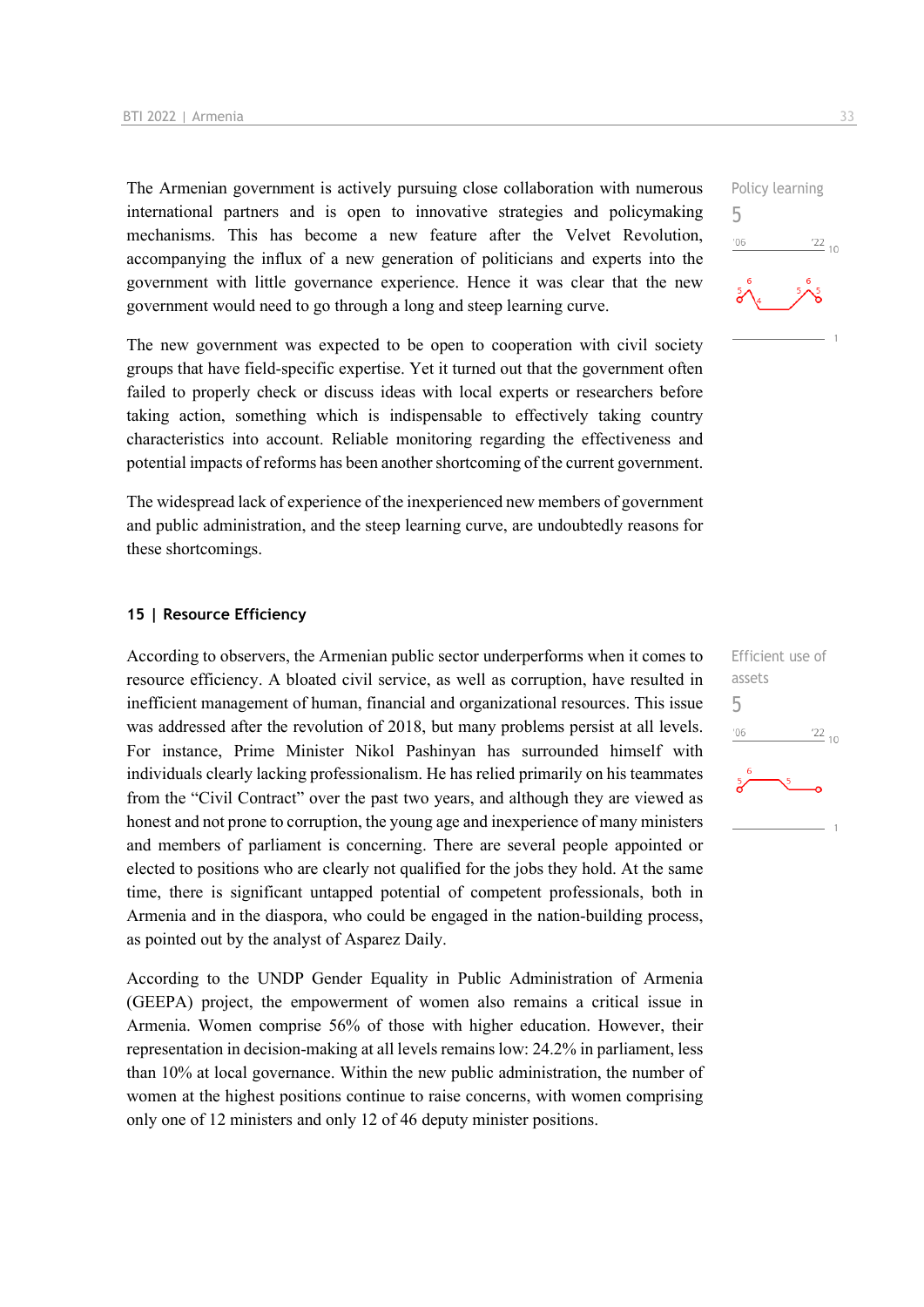The Armenian government is actively pursuing close collaboration with numerous international partners and is open to innovative strategies and policymaking mechanisms. This has become a new feature after the Velvet Revolution, accompanying the influx of a new generation of politicians and experts into the government with little governance experience. Hence it was clear that the new government would need to go through a long and steep learning curve.

Policy learning
5

The new government was expected to be open to cooperation with civil society groups that have field-specific expertise. Yet it turned out that the government often failed to properly check or discuss ideas with local experts or researchers before taking action, something which is indispensable to effectively taking country characteristics into account. Reliable monitoring regarding the effectiveness and potential impacts of reforms has been another shortcoming of the current government.

The widespread lack of experience of the inexperienced new members of government and public administration, and the steep learning curve, are undoubtedly reasons for these shortcomings.

## 15 | Resource Efficiency

According to observers, the Armenian public sector underperforms when it comes to resource efficiency. A bloated civil service, as well as corruption, have resulted in inefficient management of human, financial and organizational resources. This issue was addressed after the revolution of 2018, but many problems persist at all levels. For instance, Prime Minister Nikol Pashinyan has surrounded himself with individuals clearly lacking professionalism. He has relied primarily on his teammates from the "Civil Contract" over the past two years, and although they are viewed as honest and not prone to corruption, the young age and inexperience of many ministers and members of parliament is concerning. There are several people appointed or elected to positions who are clearly not qualified for the jobs they hold. At the same time, there is significant untapped potential of competent professionals, both in Armenia and in the diaspora, who could be engaged in the nation-building process, as pointed out by the analyst of Asparez Daily.

Efficient use of assets
5

According to the UNDP Gender Equality in Public Administration of Armenia (GEEPA) project, the empowerment of women also remains a critical issue in Armenia. Women comprise 56% of those with higher education. However, their representation in decision-making at all levels remains low: 24.2% in parliament, less than 10% at local governance. Within the new public administration, the number of women at the highest positions continue to raise concerns, with women comprising only one of 12 ministers and only 12 of 46 deputy minister positions.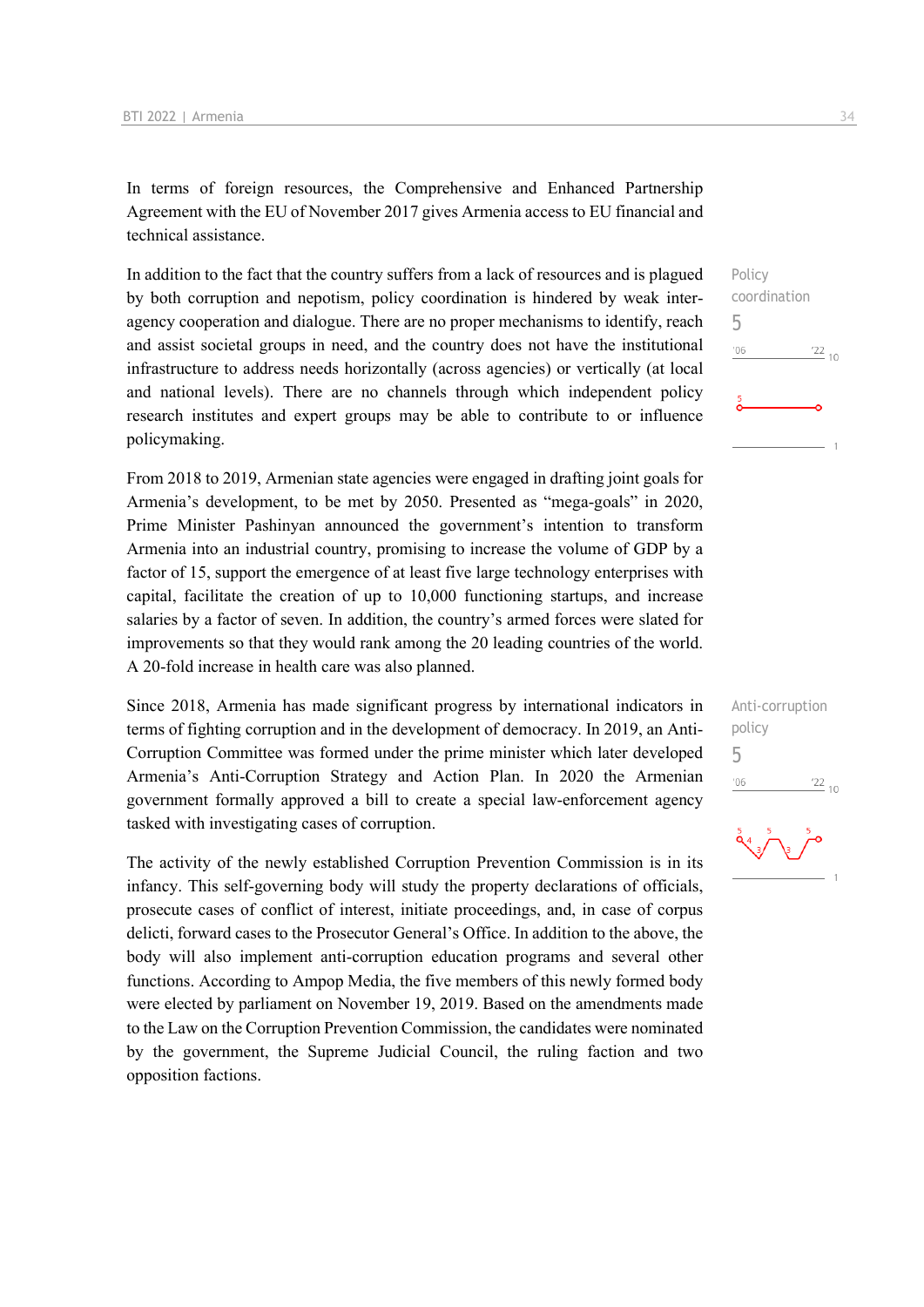In terms of foreign resources, the Comprehensive and Enhanced Partnership Agreement with the EU of November 2017 gives Armenia access to EU financial and technical assistance.

Policy coordination
5

In addition to the fact that the country suffers from a lack of resources and is plagued by both corruption and nepotism, policy coordination is hindered by weak inter-agency cooperation and dialogue. There are no proper mechanisms to identify, reach and assist societal groups in need, and the country does not have the institutional infrastructure to address needs horizontally (across agencies) or vertically (at local and national levels). There are no channels through which independent policy research institutes and expert groups may be able to contribute to or influence policymaking.

From 2018 to 2019, Armenian state agencies were engaged in drafting joint goals for Armenia's development, to be met by 2050. Presented as "mega-goals" in 2020, Prime Minister Pashinyan announced the government's intention to transform Armenia into an industrial country, promising to increase the volume of GDP by a factor of 15, support the emergence of at least five large technology enterprises with capital, facilitate the creation of up to 10,000 functioning startups, and increase salaries by a factor of seven. In addition, the country's armed forces were slated for improvements so that they would rank among the 20 leading countries of the world. A 20-fold increase in health care was also planned.

Anti-corruption policy
5

Since 2018, Armenia has made significant progress by international indicators in terms of fighting corruption and in the development of democracy. In 2019, an Anti-Corruption Committee was formed under the prime minister which later developed Armenia's Anti-Corruption Strategy and Action Plan. In 2020 the Armenian government formally approved a bill to create a special law-enforcement agency tasked with investigating cases of corruption.

The activity of the newly established Corruption Prevention Commission is in its infancy. This self-governing body will study the property declarations of officials, prosecute cases of conflict of interest, initiate proceedings, and, in case of corpus delicti, forward cases to the Prosecutor General's Office. In addition to the above, the body will also implement anti-corruption education programs and several other functions. According to Ampop Media, the five members of this newly formed body were elected by parliament on November 19, 2019. Based on the amendments made to the Law on the Corruption Prevention Commission, the candidates were nominated by the government, the Supreme Judicial Council, the ruling faction and two opposition factions.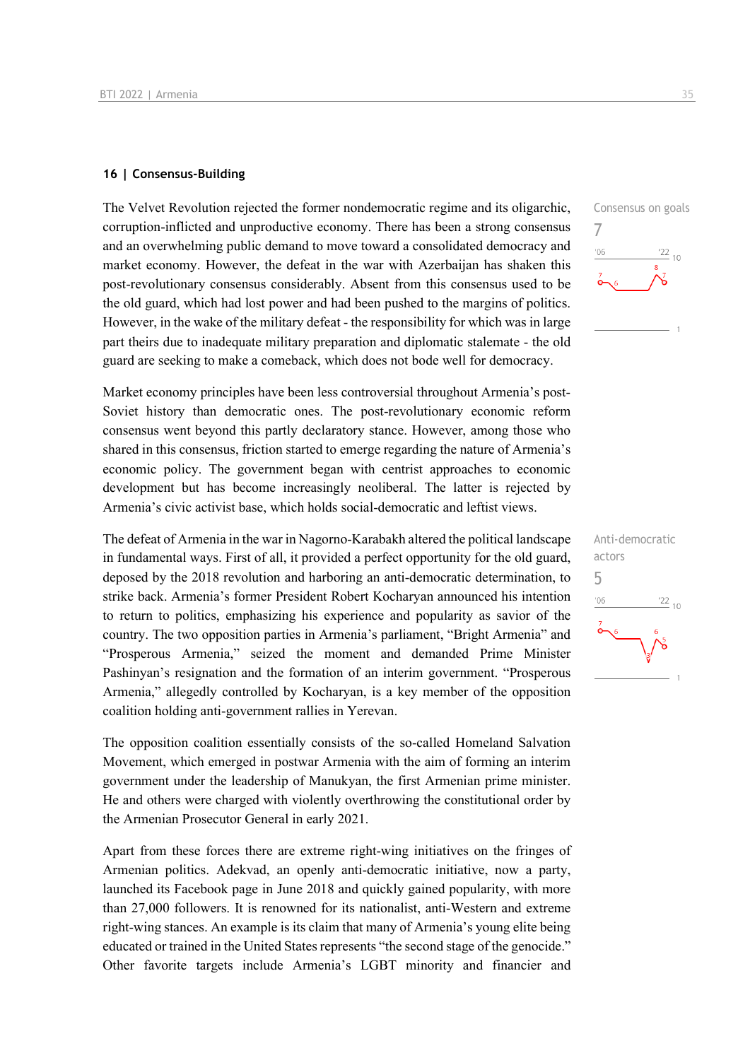## 16 | Consensus-Building

The Velvet Revolution rejected the former nondemocratic regime and its oligarchic, corruption-inflicted and unproductive economy. There has been a strong consensus and an overwhelming public demand to move toward a consolidated democracy and market economy. However, the defeat in the war with Azerbaijan has shaken this post-revolutionary consensus considerably. Absent from this consensus used to be the old guard, which had lost power and had been pushed to the margins of politics. However, in the wake of the military defeat - the responsibility for which was in large part theirs due to inadequate military preparation and diplomatic stalemate - the old guard are seeking to make a comeback, which does not bode well for democracy.

Consensus on goals
7

Market economy principles have been less controversial throughout Armenia's post-Soviet history than democratic ones. The post-revolutionary economic reform consensus went beyond this partly declaratory stance. However, among those who shared in this consensus, friction started to emerge regarding the nature of Armenia's economic policy. The government began with centrist approaches to economic development but has become increasingly neoliberal. The latter is rejected by Armenia's civic activist base, which holds social-democratic and leftist views.

The defeat of Armenia in the war in Nagorno-Karabakh altered the political landscape in fundamental ways. First of all, it provided a perfect opportunity for the old guard, deposed by the 2018 revolution and harboring an anti-democratic determination, to strike back. Armenia's former President Robert Kocharyan announced his intention to return to politics, emphasizing his experience and popularity as savior of the country. The two opposition parties in Armenia's parliament, "Bright Armenia" and "Prosperous Armenia," seized the moment and demanded Prime Minister Pashinyan's resignation and the formation of an interim government. "Prosperous Armenia," allegedly controlled by Kocharyan, is a key member of the opposition coalition holding anti-government rallies in Yerevan.

Anti-democratic actors
5

The opposition coalition essentially consists of the so-called Homeland Salvation Movement, which emerged in postwar Armenia with the aim of forming an interim government under the leadership of Manukyan, the first Armenian prime minister. He and others were charged with violently overthrowing the constitutional order by the Armenian Prosecutor General in early 2021.

Apart from these forces there are extreme right-wing initiatives on the fringes of Armenian politics. Adekvad, an openly anti-democratic initiative, now a party, launched its Facebook page in June 2018 and quickly gained popularity, with more than 27,000 followers. It is renowned for its nationalist, anti-Western and extreme right-wing stances. An example is its claim that many of Armenia's young elite being educated or trained in the United States represents "the second stage of the genocide." Other favorite targets include Armenia's LGBT minority and financier and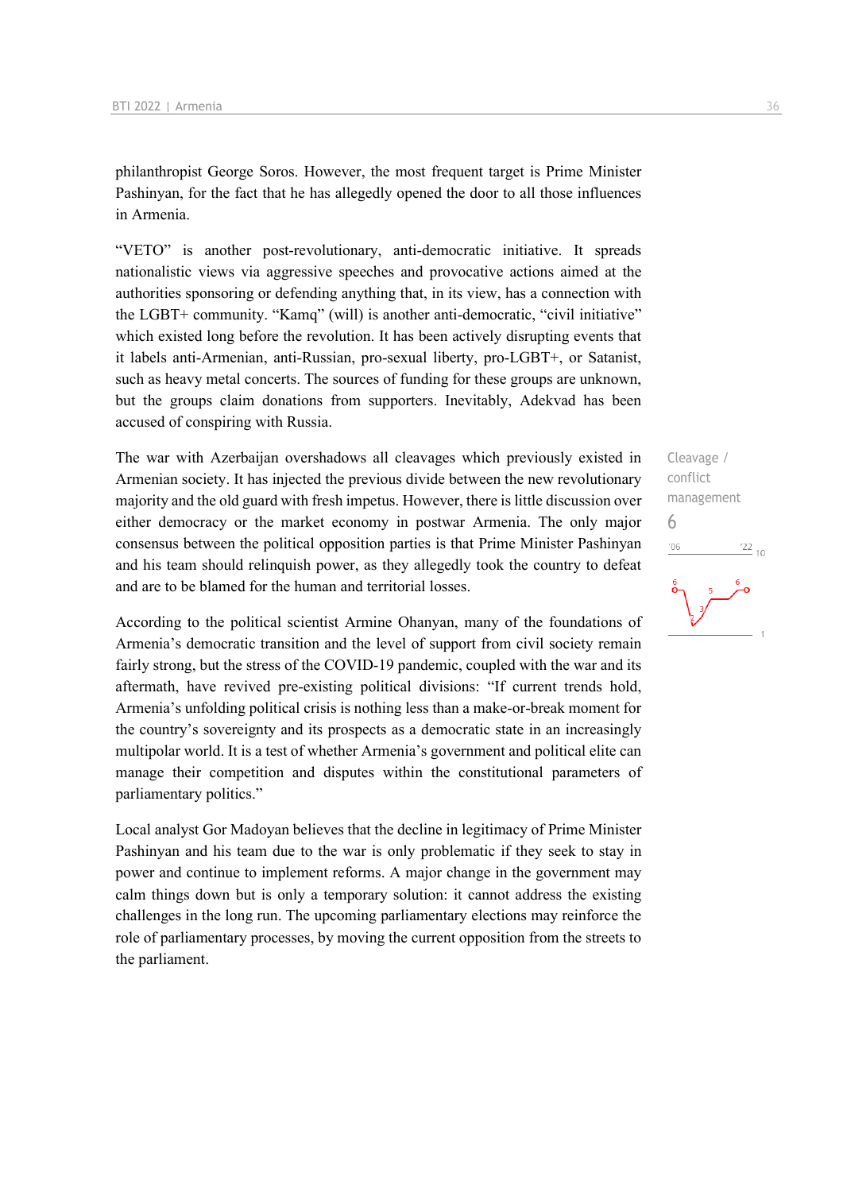philanthropist George Soros. However, the most frequent target is Prime Minister Pashinyan, for the fact that he has allegedly opened the door to all those influences in Armenia.

"VETO" is another post-revolutionary, anti-democratic initiative. It spreads nationalistic views via aggressive speeches and provocative actions aimed at the authorities sponsoring or defending anything that, in its view, has a connection with the LGBT+ community. "Kamq" (will) is another anti-democratic, "civil initiative" which existed long before the revolution. It has been actively disrupting events that it labels anti-Armenian, anti-Russian, pro-sexual liberty, pro-LGBT+, or Satanist, such as heavy metal concerts. The sources of funding for these groups are unknown, but the groups claim donations from supporters. Inevitably, Adekvad has been accused of conspiring with Russia.

The war with Azerbaijan overshadows all cleavages which previously existed in Armenian society. It has injected the previous divide between the new revolutionary majority and the old guard with fresh impetus. However, there is little discussion over either democracy or the market economy in postwar Armenia. The only major consensus between the political opposition parties is that Prime Minister Pashinyan and his team should relinquish power, as they allegedly took the country to defeat and are to be blamed for the human and territorial losses.

Cleavage / conflict management
6

According to the political scientist Armine Ohanyan, many of the foundations of Armenia's democratic transition and the level of support from civil society remain fairly strong, but the stress of the COVID-19 pandemic, coupled with the war and its aftermath, have revived pre-existing political divisions: "If current trends hold, Armenia's unfolding political crisis is nothing less than a make-or-break moment for the country's sovereignty and its prospects as a democratic state in an increasingly multipolar world. It is a test of whether Armenia's government and political elite can manage their competition and disputes within the constitutional parameters of parliamentary politics."

Local analyst Gor Madoyan believes that the decline in legitimacy of Prime Minister Pashinyan and his team due to the war is only problematic if they seek to stay in power and continue to implement reforms. A major change in the government may calm things down but is only a temporary solution: it cannot address the existing challenges in the long run. The upcoming parliamentary elections may reinforce the role of parliamentary processes, by moving the current opposition from the streets to the parliament.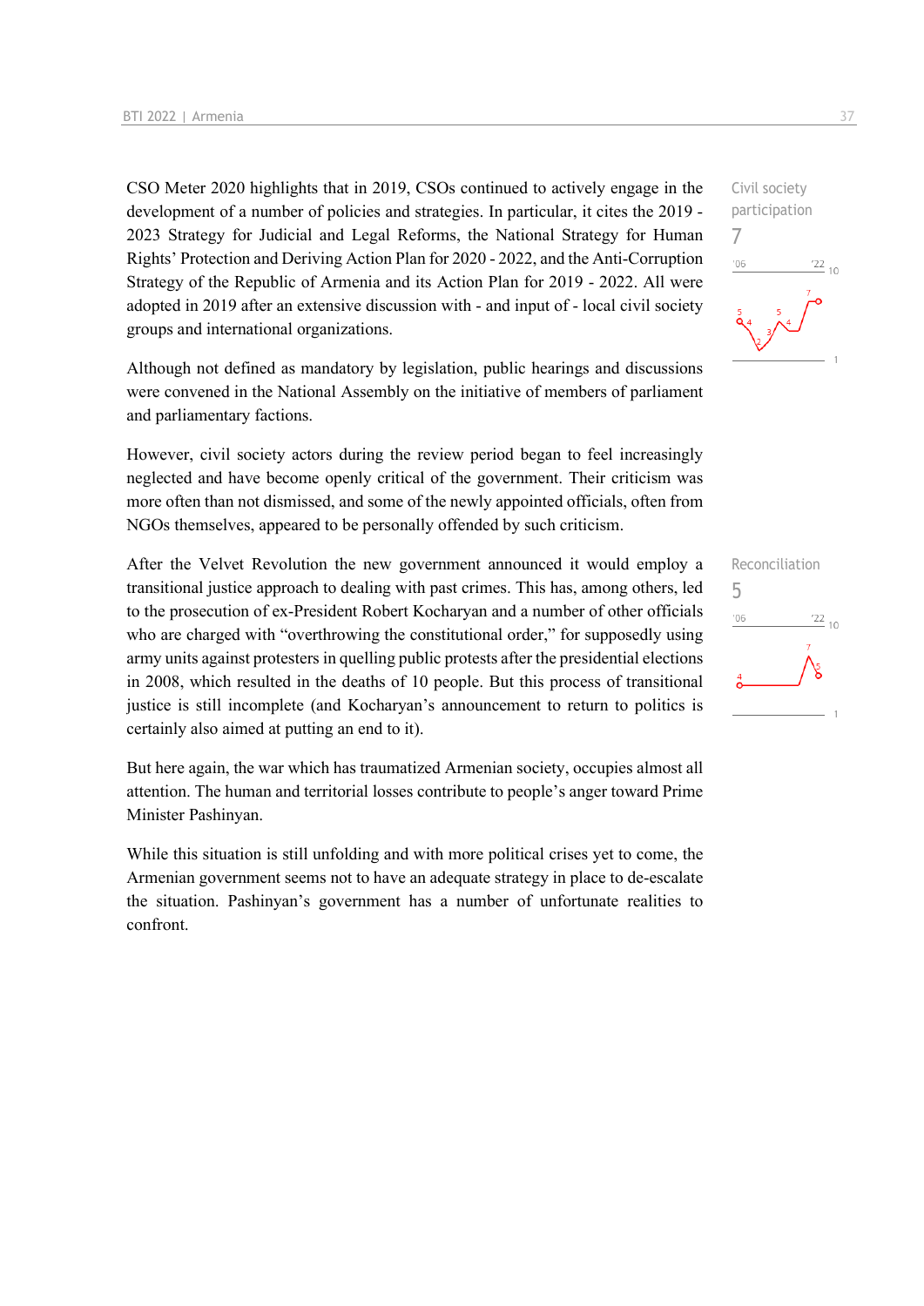CSO Meter 2020 highlights that in 2019, CSOs continued to actively engage in the development of a number of policies and strategies. In particular, it cites the 2019 - 2023 Strategy for Judicial and Legal Reforms, the National Strategy for Human Rights' Protection and Deriving Action Plan for 2020 - 2022, and the Anti-Corruption Strategy of the Republic of Armenia and its Action Plan for 2019 - 2022. All were adopted in 2019 after an extensive discussion with - and input of - local civil society groups and international organizations.

Civil society participation
7

Although not defined as mandatory by legislation, public hearings and discussions were convened in the National Assembly on the initiative of members of parliament and parliamentary factions.

However, civil society actors during the review period began to feel increasingly neglected and have become openly critical of the government. Their criticism was more often than not dismissed, and some of the newly appointed officials, often from NGOs themselves, appeared to be personally offended by such criticism.

Reconciliation
5

After the Velvet Revolution the new government announced it would employ a transitional justice approach to dealing with past crimes. This has, among others, led to the prosecution of ex-President Robert Kocharyan and a number of other officials who are charged with "overthrowing the constitutional order," for supposedly using army units against protesters in quelling public protests after the presidential elections in 2008, which resulted in the deaths of 10 people. But this process of transitional justice is still incomplete (and Kocharyan's announcement to return to politics is certainly also aimed at putting an end to it).

But here again, the war which has traumatized Armenian society, occupies almost all attention. The human and territorial losses contribute to people's anger toward Prime Minister Pashinyan.

While this situation is still unfolding and with more political crises yet to come, the Armenian government seems not to have an adequate strategy in place to de-escalate the situation. Pashinyan's government has a number of unfortunate realities to confront.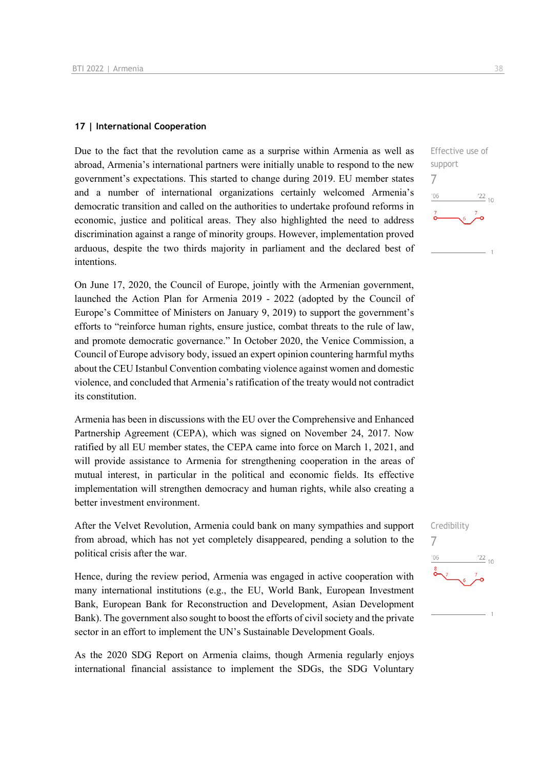## 17 | International Cooperation

Effective use of support

7

Due to the fact that the revolution came as a surprise within Armenia as well as abroad, Armenia's international partners were initially unable to respond to the new government's expectations. This started to change during 2019. EU member states and a number of international organizations certainly welcomed Armenia's democratic transition and called on the authorities to undertake profound reforms in economic, justice and political areas. They also highlighted the need to address discrimination against a range of minority groups. However, implementation proved arduous, despite the two thirds majority in parliament and the declared best of intentions.

On June 17, 2020, the Council of Europe, jointly with the Armenian government, launched the Action Plan for Armenia 2019 - 2022 (adopted by the Council of Europe's Committee of Ministers on January 9, 2019) to support the government's efforts to "reinforce human rights, ensure justice, combat threats to the rule of law, and promote democratic governance." In October 2020, the Venice Commission, a Council of Europe advisory body, issued an expert opinion countering harmful myths about the CEU Istanbul Convention combating violence against women and domestic violence, and concluded that Armenia's ratification of the treaty would not contradict its constitution.

Armenia has been in discussions with the EU over the Comprehensive and Enhanced Partnership Agreement (CEPA), which was signed on November 24, 2017. Now ratified by all EU member states, the CEPA came into force on March 1, 2021, and will provide assistance to Armenia for strengthening cooperation in the areas of mutual interest, in particular in the political and economic fields. Its effective implementation will strengthen democracy and human rights, while also creating a better investment environment.

Credibility

7

After the Velvet Revolution, Armenia could bank on many sympathies and support from abroad, which has not yet completely disappeared, pending a solution to the political crisis after the war.

Hence, during the review period, Armenia was engaged in active cooperation with many international institutions (e.g., the EU, World Bank, European Investment Bank, European Bank for Reconstruction and Development, Asian Development Bank). The government also sought to boost the efforts of civil society and the private sector in an effort to implement the UN's Sustainable Development Goals.

As the 2020 SDG Report on Armenia claims, though Armenia regularly enjoys international financial assistance to implement the SDGs, the SDG Voluntary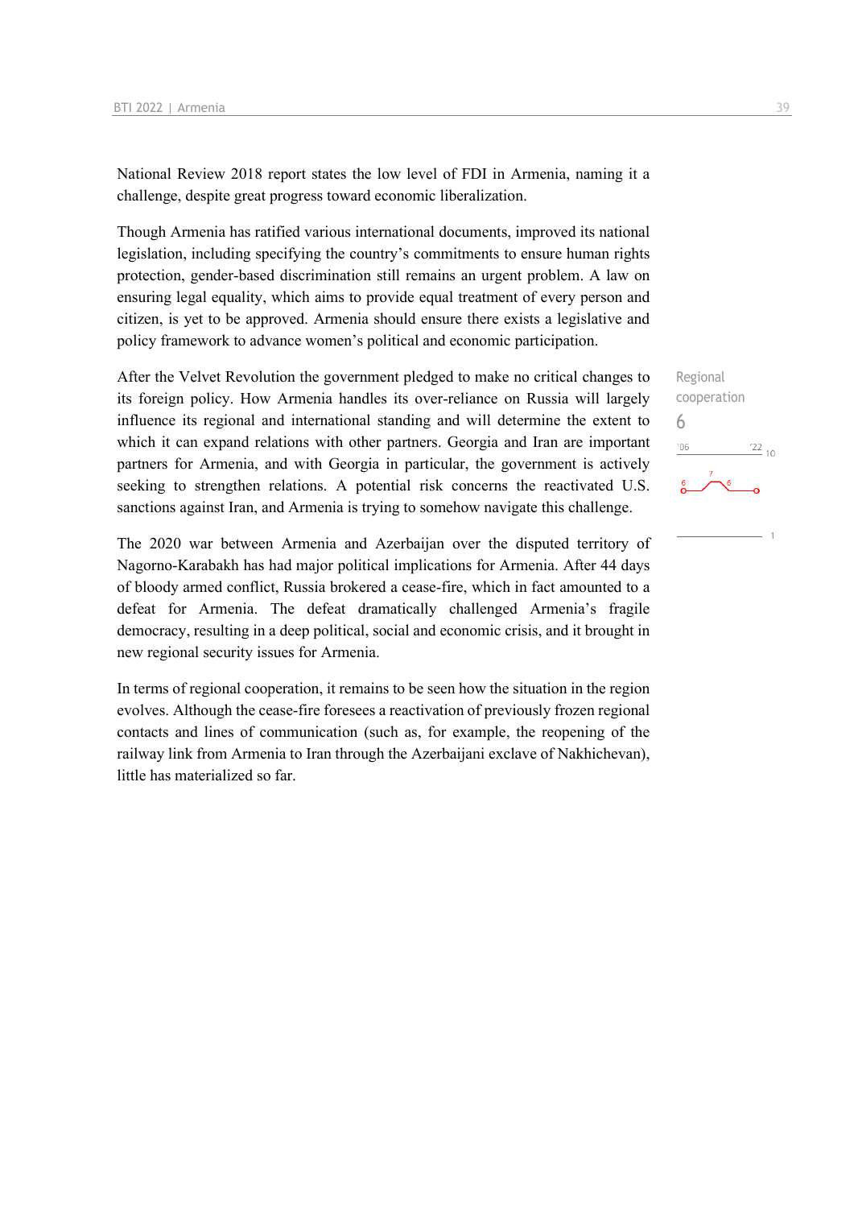National Review 2018 report states the low level of FDI in Armenia, naming it a challenge, despite great progress toward economic liberalization.

Though Armenia has ratified various international documents, improved its national legislation, including specifying the country's commitments to ensure human rights protection, gender-based discrimination still remains an urgent problem. A law on ensuring legal equality, which aims to provide equal treatment of every person and citizen, is yet to be approved. Armenia should ensure there exists a legislative and policy framework to advance women's political and economic participation.

Regional cooperation
6

After the Velvet Revolution the government pledged to make no critical changes to its foreign policy. How Armenia handles its over-reliance on Russia will largely influence its regional and international standing and will determine the extent to which it can expand relations with other partners. Georgia and Iran are important partners for Armenia, and with Georgia in particular, the government is actively seeking to strengthen relations. A potential risk concerns the reactivated U.S. sanctions against Iran, and Armenia is trying to somehow navigate this challenge.

The 2020 war between Armenia and Azerbaijan over the disputed territory of Nagorno-Karabakh has had major political implications for Armenia. After 44 days of bloody armed conflict, Russia brokered a cease-fire, which in fact amounted to a defeat for Armenia. The defeat dramatically challenged Armenia's fragile democracy, resulting in a deep political, social and economic crisis, and it brought in new regional security issues for Armenia.

In terms of regional cooperation, it remains to be seen how the situation in the region evolves. Although the cease-fire foresees a reactivation of previously frozen regional contacts and lines of communication (such as, for example, the reopening of the railway link from Armenia to Iran through the Azerbaijani exclave of Nakhichevan), little has materialized so far.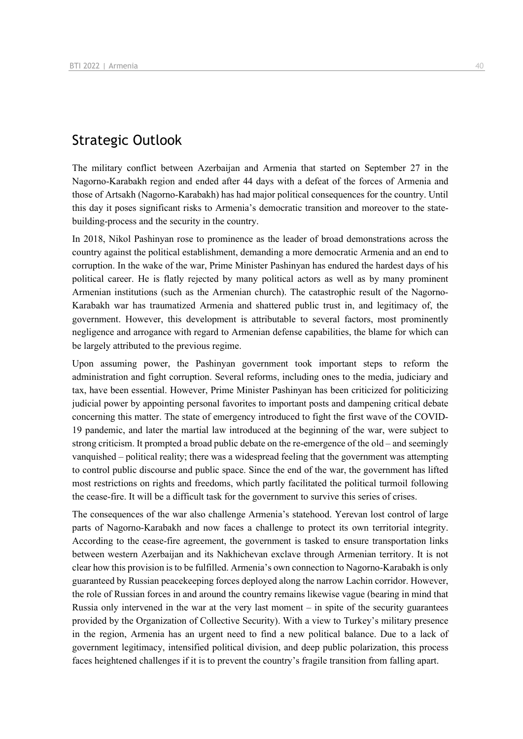## Strategic Outlook

The military conflict between Azerbaijan and Armenia that started on September 27 in the Nagorno-Karabakh region and ended after 44 days with a defeat of the forces of Armenia and those of Artsakh (Nagorno-Karabakh) has had major political consequences for the country. Until this day it poses significant risks to Armenia's democratic transition and moreover to the state-building-process and the security in the country.

In 2018, Nikol Pashinyan rose to prominence as the leader of broad demonstrations across the country against the political establishment, demanding a more democratic Armenia and an end to corruption. In the wake of the war, Prime Minister Pashinyan has endured the hardest days of his political career. He is flatly rejected by many political actors as well as by many prominent Armenian institutions (such as the Armenian church). The catastrophic result of the Nagorno-Karabakh war has traumatized Armenia and shattered public trust in, and legitimacy of, the government. However, this development is attributable to several factors, most prominently negligence and arrogance with regard to Armenian defense capabilities, the blame for which can be largely attributed to the previous regime.

Upon assuming power, the Pashinyan government took important steps to reform the administration and fight corruption. Several reforms, including ones to the media, judiciary and tax, have been essential. However, Prime Minister Pashinyan has been criticized for politicizing judicial power by appointing personal favorites to important posts and dampening critical debate concerning this matter. The state of emergency introduced to fight the first wave of the COVID-19 pandemic, and later the martial law introduced at the beginning of the war, were subject to strong criticism. It prompted a broad public debate on the re-emergence of the old – and seemingly vanquished – political reality; there was a widespread feeling that the government was attempting to control public discourse and public space. Since the end of the war, the government has lifted most restrictions on rights and freedoms, which partly facilitated the political turmoil following the cease-fire. It will be a difficult task for the government to survive this series of crises.

The consequences of the war also challenge Armenia's statehood. Yerevan lost control of large parts of Nagorno-Karabakh and now faces a challenge to protect its own territorial integrity. According to the cease-fire agreement, the government is tasked to ensure transportation links between western Azerbaijan and its Nakhichevan exclave through Armenian territory. It is not clear how this provision is to be fulfilled. Armenia's own connection to Nagorno-Karabakh is only guaranteed by Russian peacekeeping forces deployed along the narrow Lachin corridor. However, the role of Russian forces in and around the country remains likewise vague (bearing in mind that Russia only intervened in the war at the very last moment – in spite of the security guarantees provided by the Organization of Collective Security). With a view to Turkey's military presence in the region, Armenia has an urgent need to find a new political balance. Due to a lack of government legitimacy, intensified political division, and deep public polarization, this process faces heightened challenges if it is to prevent the country's fragile transition from falling apart.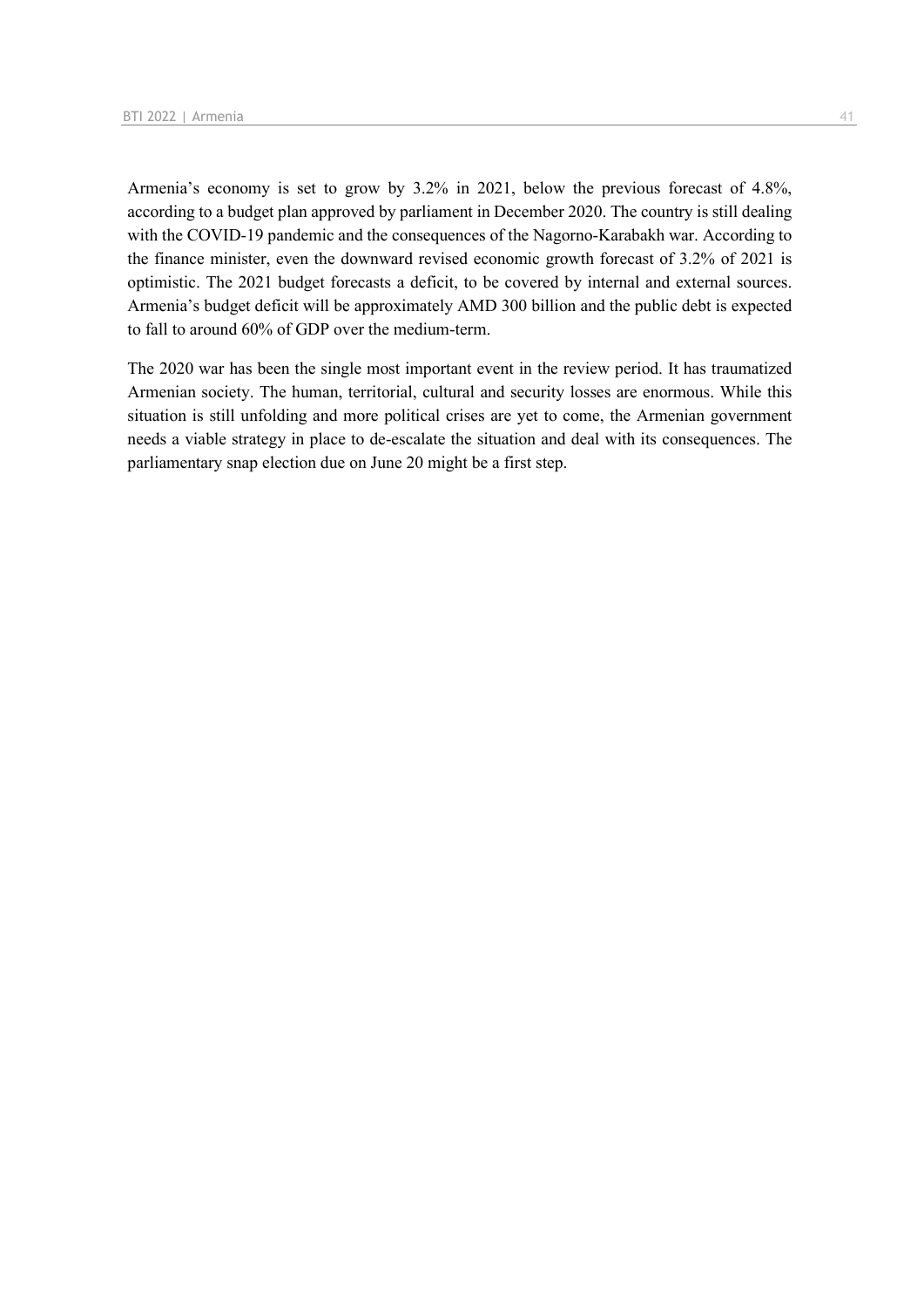Armenia's economy is set to grow by 3.2% in 2021, below the previous forecast of 4.8%, according to a budget plan approved by parliament in December 2020. The country is still dealing with the COVID-19 pandemic and the consequences of the Nagorno-Karabakh war. According to the finance minister, even the downward revised economic growth forecast of 3.2% of 2021 is optimistic. The 2021 budget forecasts a deficit, to be covered by internal and external sources. Armenia's budget deficit will be approximately AMD 300 billion and the public debt is expected to fall to around 60% of GDP over the medium-term.

The 2020 war has been the single most important event in the review period. It has traumatized Armenian society. The human, territorial, cultural and security losses are enormous. While this situation is still unfolding and more political crises are yet to come, the Armenian government needs a viable strategy in place to de-escalate the situation and deal with its consequences. The parliamentary snap election due on June 20 might be a first step.